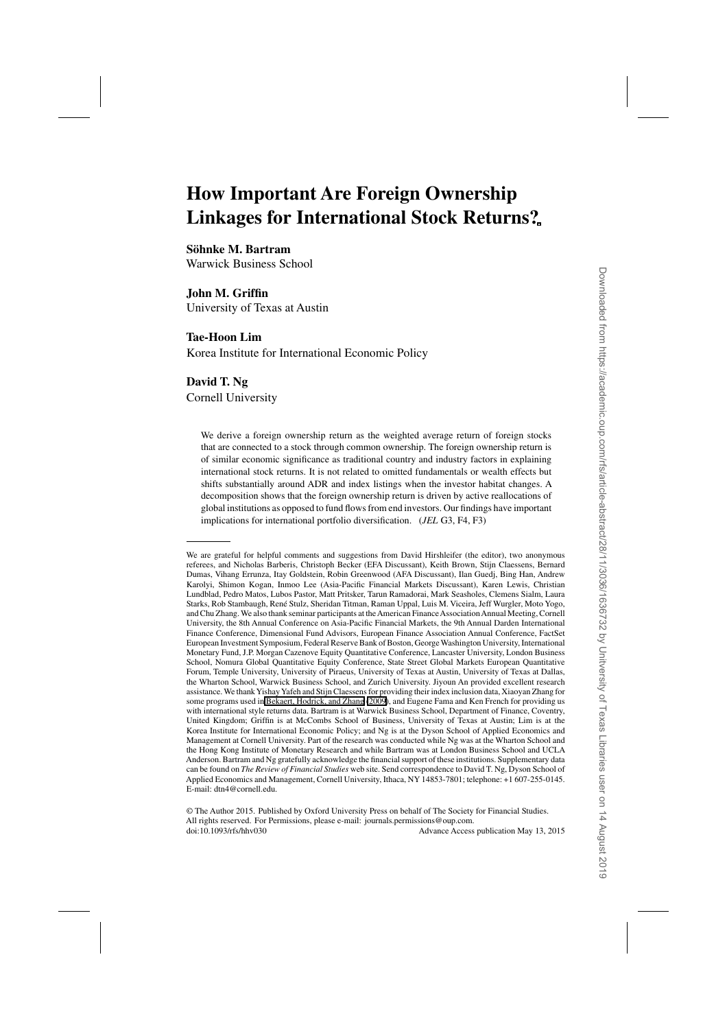# How Important Are Foreign Ownership Linkages for International Stock Returns?

**Söhnke M. Bartram**
Warwick Business School

**John M. Griffin**
University of Texas at Austin

**Tae-Hoon Lim**
Korea Institute for International Economic Policy

**David T. Ng**
Cornell University

We derive a foreign ownership return as the weighted average return of foreign stocks that are connected to a stock through common ownership. The foreign ownership return is of similar economic significance as traditional country and industry factors in explaining international stock returns. It is not related to omitted fundamentals or wealth effects but shifts substantially around ADR and index listings when the investor habitat changes. A decomposition shows that the foreign ownership return is driven by active reallocations of global institutions as opposed to fund flows from end investors. Our findings have important implications for international portfolio diversification. (*JEL* G3, F4, F3)

---

We are grateful for helpful comments and suggestions from David Hirshleifer (the editor), two anonymous referees, and Nicholas Barberis, Christoph Becker (EFA Discussant), Keith Brown, Stijn Claessens, Bernard Dumas, Vihang Errunza, Itay Goldstein, Robin Greenwood (AFA Discussant), Ilan Guedj, Bing Han, Andrew Karolyi, Shimon Kogan, Inmoo Lee (Asia-Pacific Financial Markets Discussant), Karen Lewis, Christian Lundblad, Pedro Matos, Lubos Pastor, Matt Pritsker, Tarun Ramadorai, Mark Seasholes, Clemens Sialm, Laura Starks, Rob Stambaugh, René Stulz, Sheridan Titman, Raman Uppal, Luis M. Viceira, Jeff Wurgler, Moto Yogo, and Chu Zhang. We also thank seminar participants at the American Finance Association Annual Meeting, Cornell University, the 8th Annual Conference on Asia-Pacific Financial Markets, the 9th Annual Darden International Finance Conference, Dimensional Fund Advisors, European Finance Association Annual Conference, FactSet European Investment Symposium, Federal Reserve Bank of Boston, George Washington University, International Monetary Fund, J.P. Morgan Cazenove Equity Quantitative Conference, Lancaster University, London Business School, Nomura Global Quantitative Equity Conference, State Street Global Markets European Quantitative Forum, Temple University, University of Piraeus, University of Texas at Austin, University of Texas at Dallas, the Wharton School, Warwick Business School, and Zurich University. Jiyoun An provided excellent research assistance. We thank Yishay Yafeh and Stijn Claessens for providing their index inclusion data, Xiaoyan Zhang for some programs used in Bekaert, Hodrick, and Zhang (2009), and Eugene Fama and Ken French for providing us with international style returns data. Bartram is at Warwick Business School, Department of Finance, Coventry, United Kingdom; Griffin is at McCombs School of Business, University of Texas at Austin; Lim is at the Korea Institute for International Economic Policy; and Ng is at the Dyson School of Applied Economics and Management at Cornell University. Part of the research was conducted while Ng was at the Wharton School and the Hong Kong Institute of Monetary Research and while Bartram was at London Business School and UCLA Anderson. Bartram and Ng gratefully acknowledge the financial support of these institutions. Supplementary data can be found on *The Review of Financial Studies* web site. Send correspondence to David T. Ng, Dyson School of Applied Economics and Management, Cornell University, Ithaca, NY 14853-7801; telephone: +1 607-255-0145. E-mail: dtn4@cornell.edu.

© The Author 2015. Published by Oxford University Press on behalf of The Society for Financial Studies. All rights reserved. For Permissions, please e-mail: journals.permissions@oup.com.
doi:10.1093/rfs/hhv030 Advance Access publication May 13, 2015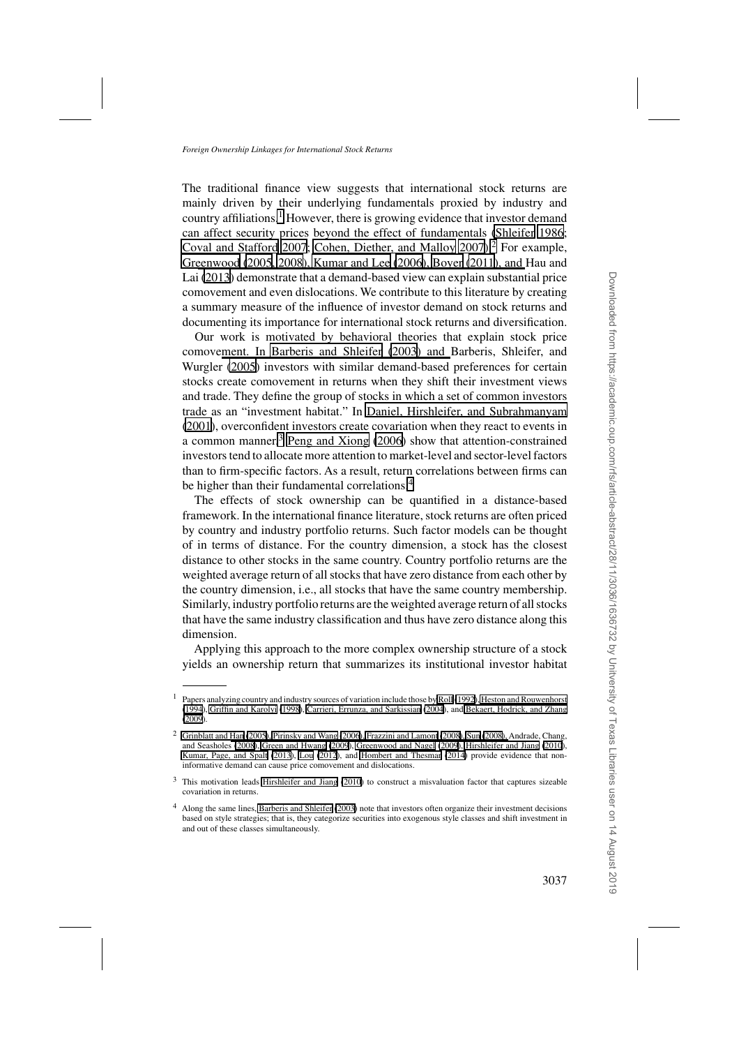The traditional finance view suggests that international stock returns are mainly driven by their underlying fundamentals proxied by industry and country affiliations.[1] However, there is growing evidence that investor demand can affect security prices beyond the effect of fundamentals (Shleifer 1986; Coval and Stafford 2007; Cohen, Diether, and Malloy 2007).[2] For example, Greenwood (2005, 2008), Kumar and Lee (2006), Boyer (2011), and Hau and Lai (2013) demonstrate that a demand-based view can explain substantial price comovement and even dislocations. We contribute to this literature by creating a summary measure of the influence of investor demand on stock returns and documenting its importance for international stock returns and diversification.

Our work is motivated by behavioral theories that explain stock price comovement. In Barberis and Shleifer (2003) and Barberis, Shleifer, and Wurgler (2005) investors with similar demand-based preferences for certain stocks create comovement in returns when they shift their investment views and trade. They define the group of stocks in which a set of common investors trade as an "investment habitat." In Daniel, Hirshleifer, and Subrahmanyam (2001), overconfident investors create covariation when they react to events in a common manner.[3] Peng and Xiong (2006) show that attention-constrained investors tend to allocate more attention to market-level and sector-level factors than to firm-specific factors. As a result, return correlations between firms can be higher than their fundamental correlations.[4]

The effects of stock ownership can be quantified in a distance-based framework. In the international finance literature, stock returns are often priced by country and industry portfolio returns. Such factor models can be thought of in terms of distance. For the country dimension, a stock has the closest distance to other stocks in the same country. Country portfolio returns are the weighted average return of all stocks that have zero distance from each other by the country dimension, i.e., all stocks that have the same country membership. Similarly, industry portfolio returns are the weighted average return of all stocks that have the same industry classification and thus have zero distance along this dimension.

Applying this approach to the more complex ownership structure of a stock yields an ownership return that summarizes its institutional investor habitat

---

[1] Papers analyzing country and industry sources of variation include those by Roll (1992), Heston and Rouwenhorst (1994), Griffin and Karolyi (1998), Carrieri, Errunza, and Sarkissian (2004), and Bekaert, Hodrick, and Zhang (2009).

[2] Grinblatt and Han (2005), Pirinsky and Wang (2006), Frazzini and Lamont (2008), Sun (2008), Andrade, Chang, and Seasholes (2008), Green and Hwang (2009), Greenwood and Nagel (2009), Hirshleifer and Jiang (2010), Kumar, Page, and Spalt (2013), Lou (2012), and Hombert and Thesmar (2014) provide evidence that non-informative demand can cause price comovement and dislocations.

[3] This motivation leads Hirshleifer and Jiang (2010) to construct a misvaluation factor that captures sizeable covariation in returns.

[4] Along the same lines, Barberis and Shleifer (2003) note that investors often organize their investment decisions based on style strategies; that is, they categorize securities into exogenous style classes and shift investment in and out of these classes simultaneously.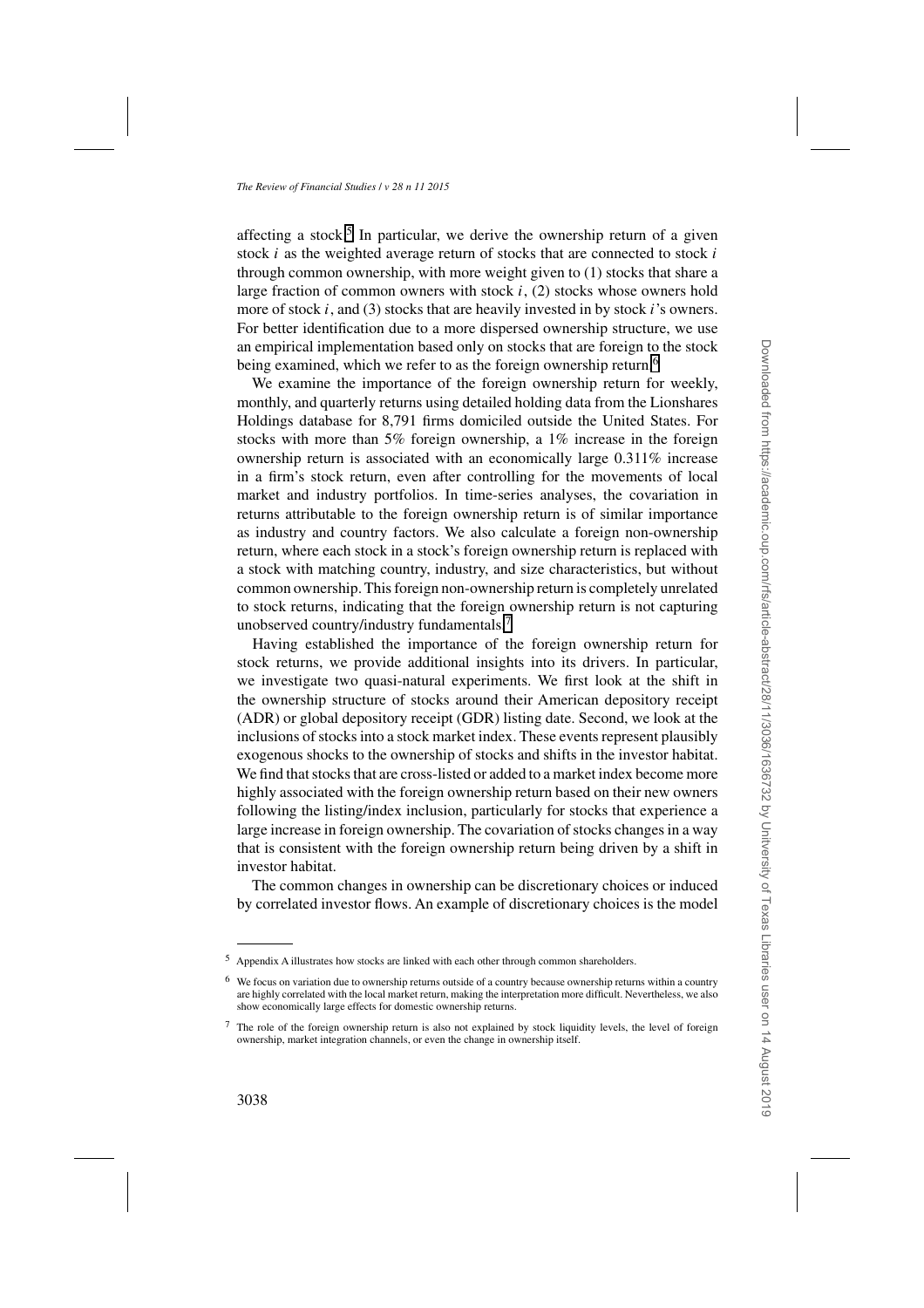affecting a stock.[5] In particular, we derive the ownership return of a given stock $i$ as the weighted average return of stocks that are connected to stock $i$ through common ownership, with more weight given to (1) stocks that share a large fraction of common owners with stock $i$, (2) stocks whose owners hold more of stock $i$, and (3) stocks that are heavily invested in by stock $i$'s owners. For better identification due to a more dispersed ownership structure, we use an empirical implementation based only on stocks that are foreign to the stock being examined, which we refer to as the foreign ownership return.[6]

We examine the importance of the foreign ownership return for weekly, monthly, and quarterly returns using detailed holding data from the Lionshares Holdings database for 8,791 firms domiciled outside the United States. For stocks with more than 5% foreign ownership, a 1% increase in the foreign ownership return is associated with an economically large 0.311% increase in a firm's stock return, even after controlling for the movements of local market and industry portfolios. In time-series analyses, the covariation in returns attributable to the foreign ownership return is of similar importance as industry and country factors. We also calculate a foreign non-ownership return, where each stock in a stock's foreign ownership return is replaced with a stock with matching country, industry, and size characteristics, but without common ownership. This foreign non-ownership return is completely unrelated to stock returns, indicating that the foreign ownership return is not capturing unobserved country/industry fundamentals.[7]

Having established the importance of the foreign ownership return for stock returns, we provide additional insights into its drivers. In particular, we investigate two quasi-natural experiments. We first look at the shift in the ownership structure of stocks around their American depository receipt (ADR) or global depository receipt (GDR) listing date. Second, we look at the inclusions of stocks into a stock market index. These events represent plausibly exogenous shocks to the ownership of stocks and shifts in the investor habitat. We find that stocks that are cross-listed or added to a market index become more highly associated with the foreign ownership return based on their new owners following the listing/index inclusion, particularly for stocks that experience a large increase in foreign ownership. The covariation of stocks changes in a way that is consistent with the foreign ownership return being driven by a shift in investor habitat.

The common changes in ownership can be discretionary choices or induced by correlated investor flows. An example of discretionary choices is the model

---

[5] Appendix A illustrates how stocks are linked with each other through common shareholders.

[6] We focus on variation due to ownership returns outside of a country because ownership returns within a country are highly correlated with the local market return, making the interpretation more difficult. Nevertheless, we also show economically large effects for domestic ownership returns.

[7] The role of the foreign ownership return is also not explained by stock liquidity levels, the level of foreign ownership, market integration channels, or even the change in ownership itself.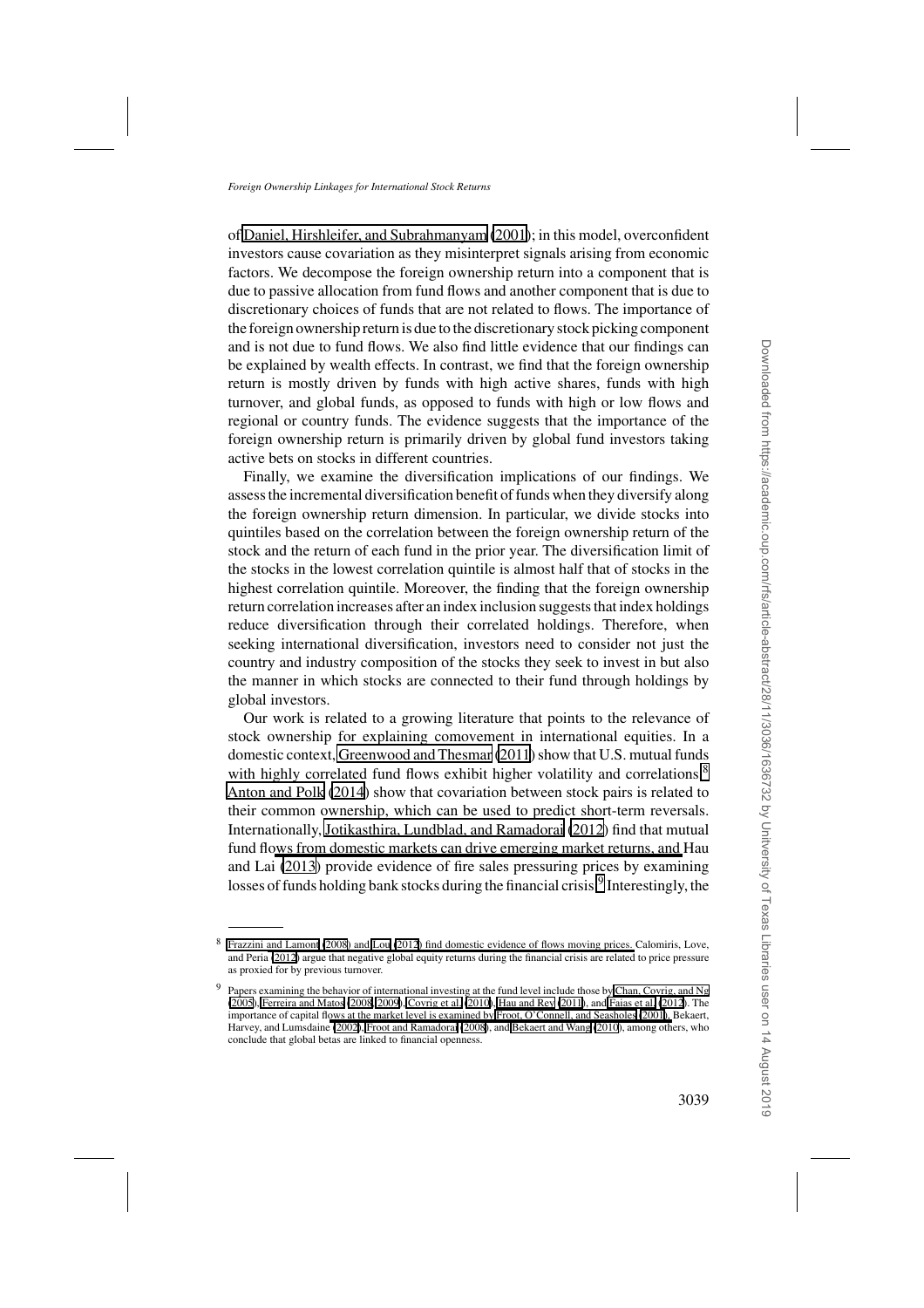of Daniel, Hirshleifer, and Subrahmanyam (2001); in this model, overconfident investors cause covariation as they misinterpret signals arising from economic factors. We decompose the foreign ownership return into a component that is due to passive allocation from fund flows and another component that is due to discretionary choices of funds that are not related to flows. The importance of the foreign ownership return is due to the discretionary stock picking component and is not due to fund flows. We also find little evidence that our findings can be explained by wealth effects. In contrast, we find that the foreign ownership return is mostly driven by funds with high active shares, funds with high turnover, and global funds, as opposed to funds with high or low flows and regional or country funds. The evidence suggests that the importance of the foreign ownership return is primarily driven by global fund investors taking active bets on stocks in different countries.

Finally, we examine the diversification implications of our findings. We assess the incremental diversification benefit of funds when they diversify along the foreign ownership return dimension. In particular, we divide stocks into quintiles based on the correlation between the foreign ownership return of the stock and the return of each fund in the prior year. The diversification limit of the stocks in the lowest correlation quintile is almost half that of stocks in the highest correlation quintile. Moreover, the finding that the foreign ownership return correlation increases after an index inclusion suggests that index holdings reduce diversification through their correlated holdings. Therefore, when seeking international diversification, investors need to consider not just the country and industry composition of the stocks they seek to invest in but also the manner in which stocks are connected to their fund through holdings by global investors.

Our work is related to a growing literature that points to the relevance of stock ownership for explaining comovement in international equities. In a domestic context, Greenwood and Thesmar (2011) show that U.S. mutual funds with highly correlated fund flows exhibit higher volatility and correlations.[8] Anton and Polk (2014) show that covariation between stock pairs is related to their common ownership, which can be used to predict short-term reversals. Internationally, Jotikasthira, Lundblad, and Ramadorai (2012) find that mutual fund flows from domestic markets can drive emerging market returns, and Hau and Lai (2013) provide evidence of fire sales pressuring prices by examining losses of funds holding bank stocks during the financial crisis.[9] Interestingly, the

[8] Frazzini and Lamont (2008) and Lou (2012) find domestic evidence of flows moving prices. Calomiris, Love, and Peria (2012) argue that negative global equity returns during the financial crisis are related to price pressure as proxied for by previous turnover.

[9] Papers examining the behavior of international investing at the fund level include those by Chan, Covrig, and Ng (2005), Ferreira and Matos (2008, 2009), Covrig et al. (2010), Hau and Rey (2011), and Faias et al. (2012). The importance of capital flows at the market level is examined by Froot, O'Connell, and Seasholes (2001), Bekaert, Harvey, and Lumsdaine (2002), Froot and Ramadorai (2008), and Bekaert and Wang (2010), among others, who conclude that global betas are linked to financial openness.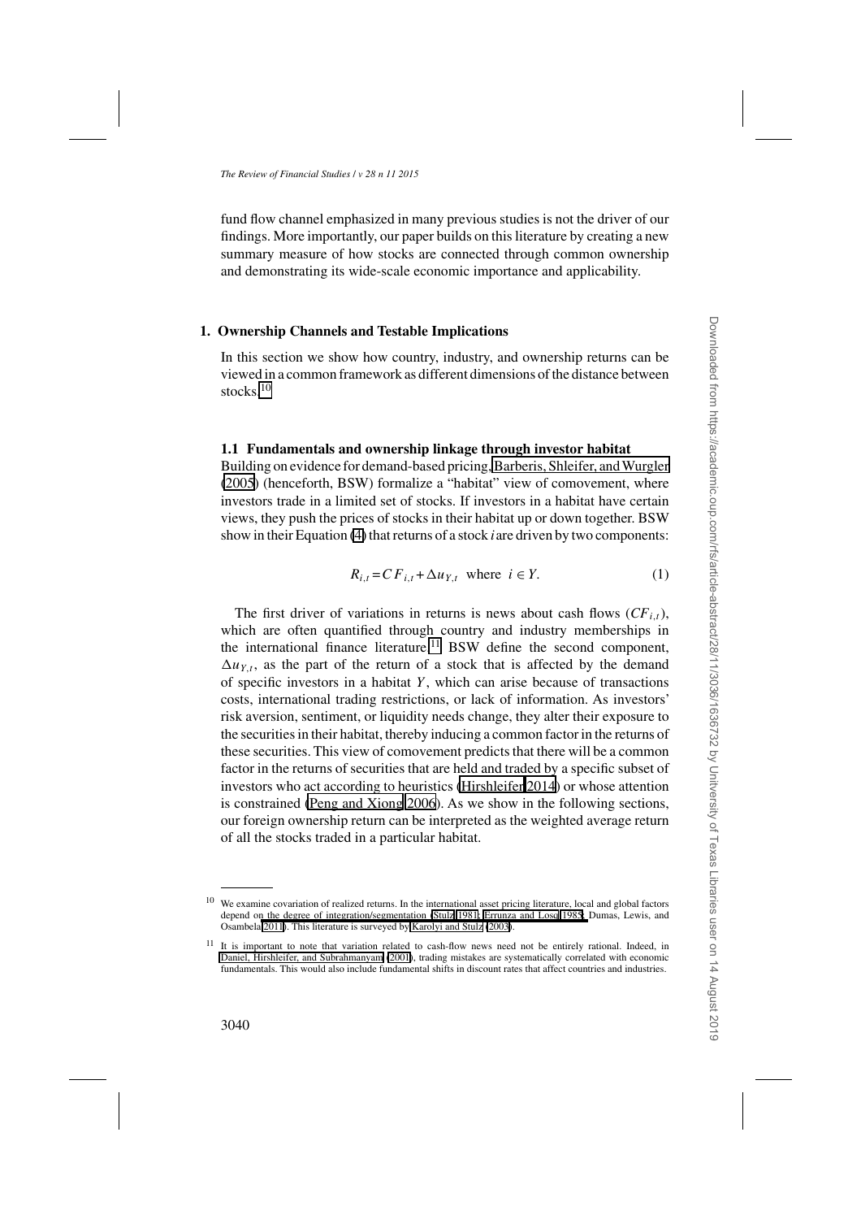fund flow channel emphasized in many previous studies is not the driver of our findings. More importantly, our paper builds on this literature by creating a new summary measure of how stocks are connected through common ownership and demonstrating its wide-scale economic importance and applicability.

## 1. Ownership Channels and Testable Implications

In this section we show how country, industry, and ownership returns can be viewed in a common framework as different dimensions of the distance between stocks.[10]

### 1.1 Fundamentals and ownership linkage through investor habitat

Building on evidence for demand-based pricing, Barberis, Shleifer, and Wurgler (2005) (henceforth, BSW) formalize a "habitat" view of comovement, where investors trade in a limited set of stocks. If investors in a habitat have certain views, they push the prices of stocks in their habitat up or down together. BSW show in their Equation (4) that returns of a stock $i$ are driven by two components:

$$R_{i,t} = CF_{i,t} + \Delta u_{Y,t} \quad \text{where} \quad i \in Y. \tag{1}$$

The first driver of variations in returns is news about cash flows ($CF_{i,t}$), which are often quantified through country and industry memberships in the international finance literature.[11] BSW define the second component, $\Delta u_{Y,t}$, as the part of the return of a stock that is affected by the demand of specific investors in a habitat $Y$, which can arise because of transactions costs, international trading restrictions, or lack of information. As investors' risk aversion, sentiment, or liquidity needs change, they alter their exposure to the securities in their habitat, thereby inducing a common factor in the returns of these securities. This view of comovement predicts that there will be a common factor in the returns of securities that are held and traded by a specific subset of investors who act according to heuristics (Hirshleifer 2014) or whose attention is constrained (Peng and Xiong 2006). As we show in the following sections, our foreign ownership return can be interpreted as the weighted average return of all the stocks traded in a particular habitat.

---

[10] We examine covariation of realized returns. In the international asset pricing literature, local and global factors depend on the degree of integration/segmentation (Stulz 1981; Errunza and Losq 1985; Dumas, Lewis, and Osambela 2011). This literature is surveyed by Karolyi and Stulz (2003).

[11] It is important to note that variation related to cash-flow news need not be entirely rational. Indeed, in Daniel, Hirshleifer, and Subrahmanyam (2001), trading mistakes are systematically correlated with economic fundamentals. This would also include fundamental shifts in discount rates that affect countries and industries.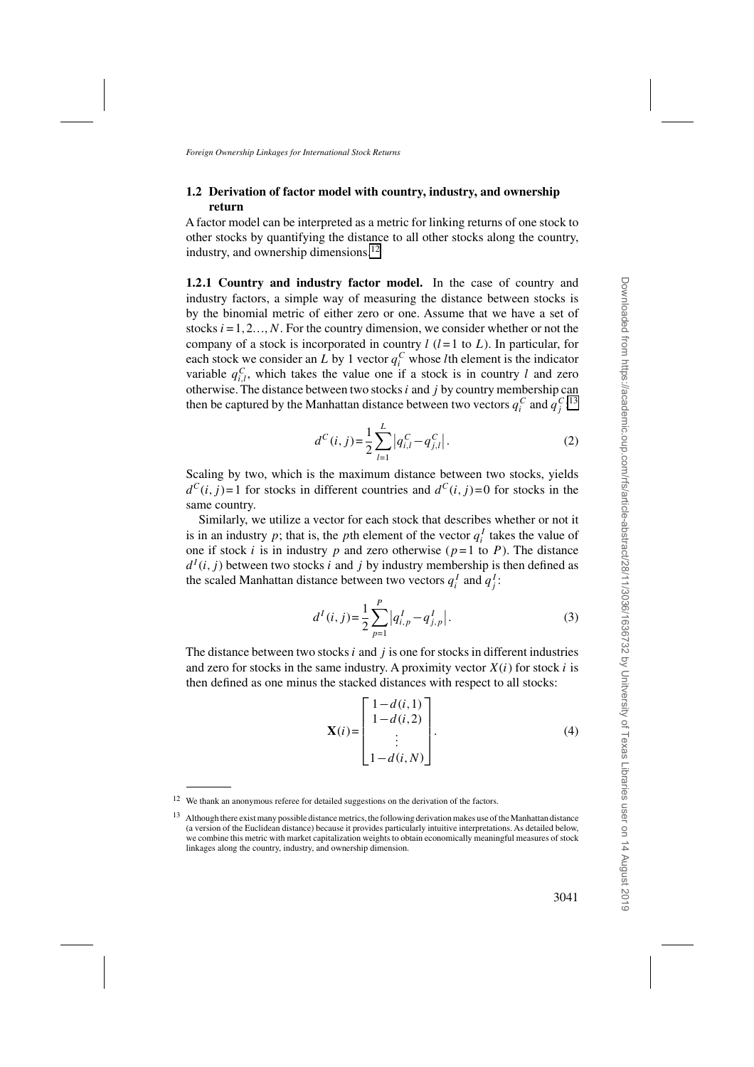### 1.2 Derivation of factor model with country, industry, and ownership return

A factor model can be interpreted as a metric for linking returns of one stock to other stocks by quantifying the distance to all other stocks along the country, industry, and ownership dimensions.[12]

**1.2.1 Country and industry factor model.** In the case of country and industry factors, a simple way of measuring the distance between stocks is by the binomial metric of either zero or one. Assume that we have a set of stocks $i=1,2\ldots,N$. For the country dimension, we consider whether or not the company of a stock is incorporated in country $l$ ($l=1$ to $L$). In particular, for each stock we consider an $L$ by 1 vector $q_i^C$ whose $l$th element is the indicator variable $q_{i,l}^C$, which takes the value one if a stock is in country $l$ and zero otherwise. The distance between two stocks $i$ and $j$ by country membership can then be captured by the Manhattan distance between two vectors $q_i^C$ and $q_j^C$.[13]

$$d^C(i,j)=\frac{1}{2}\sum_{l=1}^{L}\left|q_{i,l}^C-q_{j,l}^C\right|. \tag{2}$$

Scaling by two, which is the maximum distance between two stocks, yields $d^C(i,j)=1$ for stocks in different countries and $d^C(i,j)=0$ for stocks in the same country.

Similarly, we utilize a vector for each stock that describes whether or not it is in an industry $p$; that is, the $p$th element of the vector $q_i^I$ takes the value of one if stock $i$ is in industry $p$ and zero otherwise ($p=1$ to $P$). The distance $d^I(i,j)$ between two stocks $i$ and $j$ by industry membership is then defined as the scaled Manhattan distance between two vectors $q_i^I$ and $q_j^I$:

$$d^I(i,j)=\frac{1}{2}\sum_{p=1}^{P}\left|q_{i,p}^I-q_{j,p}^I\right|. \tag{3}$$

The distance between two stocks $i$ and $j$ is one for stocks in different industries and zero for stocks in the same industry. A proximity vector $X(i)$ for stock $i$ is then defined as one minus the stacked distances with respect to all stocks:

$$\mathbf{X}(i)=\begin{bmatrix}1-d(i,1)\\ 1-d(i,2)\\ \vdots \\ 1-d(i,N)\end{bmatrix}. \tag{4}$$

---

[12] We thank an anonymous referee for detailed suggestions on the derivation of the factors.

[13] Although there exist many possible distance metrics, the following derivation makes use of the Manhattan distance (a version of the Euclidean distance) because it provides particularly intuitive interpretations. As detailed below, we combine this metric with market capitalization weights to obtain economically meaningful measures of stock linkages along the country, industry, and ownership dimension.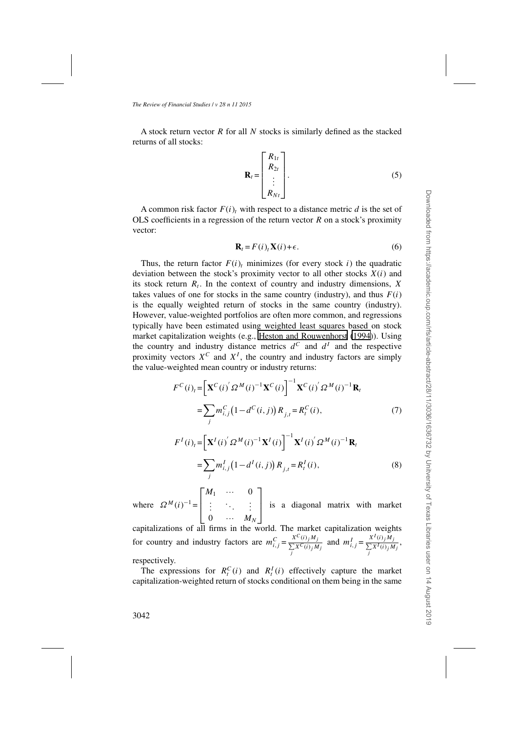A stock return vector $R$ for all $N$ stocks is similarly defined as the stacked returns of all stocks:

$$\mathbf{R}_t = \begin{bmatrix} R_{1t} \\ R_{2t} \\ \vdots \\ R_{Nt} \end{bmatrix}. \tag{5}$$

A common risk factor $F(i)_t$ with respect to a distance metric $d$ is the set of OLS coefficients in a regression of the return vector $R$ on a stock's proximity vector:

$$\mathbf{R}_t = F(i)_t \mathbf{X}(i) + \epsilon. \tag{6}$$

Thus, the return factor $F(i)_t$ minimizes (for every stock $i$) the quadratic deviation between the stock's proximity vector to all other stocks $X(i)$ and its stock return $R_t$. In the context of country and industry dimensions, $X$ takes values of one for stocks in the same country (industry), and thus $F(i)$ is the equally weighted return of stocks in the same country (industry). However, value-weighted portfolios are often more common, and regressions typically have been estimated using weighted least squares based on stock market capitalization weights (e.g., Heston and Rouwenhorst (1994)). Using the country and industry distance metrics $d^C$ and $d^I$ and the respective proximity vectors $X^C$ and $X^I$, the country and industry factors are simply the value-weighted mean country or industry returns:

$$\begin{aligned} F^C(i)_t &= \left[\mathbf{X}^C(i)' \Omega^M(i)^{-1} \mathbf{X}^C(i)\right]^{-1} \mathbf{X}^C(i)' \Omega^M(i)^{-1} \mathbf{R}_t \\ &= \sum_j m^C_{i,j} \left(1 - d^C(i,j)\right) R_{j,t} = R^C_t(i), \end{aligned} \tag{7}$$

$$\begin{aligned} F^I(i)_t &= \left[\mathbf{X}^I(i)' \Omega^M(i)^{-1} \mathbf{X}^I(i)\right]^{-1} \mathbf{X}^I(i)' \Omega^M(i)^{-1} \mathbf{R}_t \\ &= \sum_j m^I_{i,j} \left(1 - d^I(i,j)\right) R_{j,t} = R^I_t(i), \end{aligned} \tag{8}$$

where $\Omega^M(i)^{-1} = \begin{bmatrix} M_1 & \cdots & 0 \\ \vdots & \ddots & \vdots \\ 0 & \cdots & M_N \end{bmatrix}$ is a diagonal matrix with market capitalizations of all firms in the world. The market capitalization weights for country and industry factors are $m^C_{i,j} = \frac{X^C(i)_j M_j}{\sum_j X^C(i)_j M_j}$ and $m^I_{i,j} = \frac{X^I(i)_j M_j}{\sum_j X^I(i)_j M_j}$, respectively.

The expressions for $R^C_t(i)$ and $R^I_t(i)$ effectively capture the market capitalization-weighted return of stocks conditional on them being in the same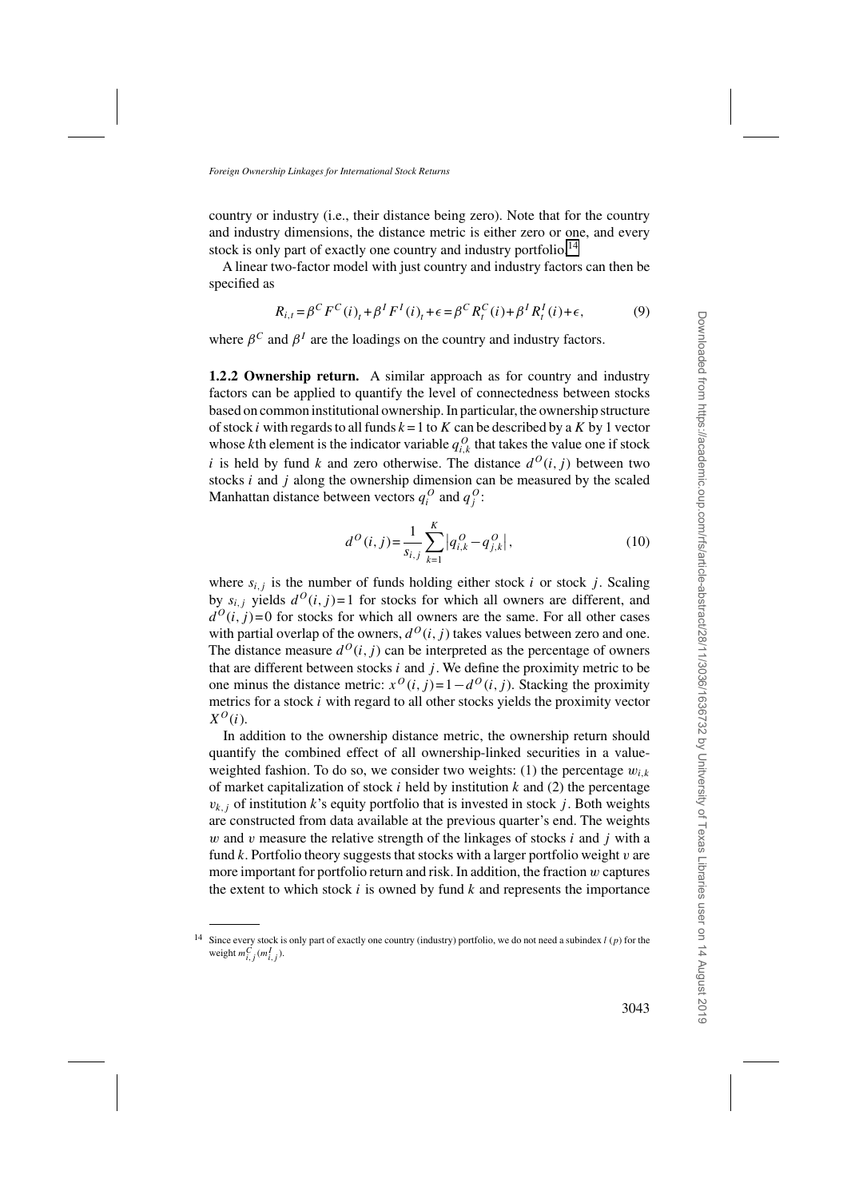country or industry (i.e., their distance being zero). Note that for the country and industry dimensions, the distance metric is either zero or one, and every stock is only part of exactly one country and industry portfolio.[14]

A linear two-factor model with just country and industry factors can then be specified as

$$R_{i,t} = \beta^C F^C(i)_t + \beta^I F^I(i)_t + \epsilon = \beta^C R_t^C(i) + \beta^I R_t^I(i) + \epsilon, \tag{9}$$

where $\beta^C$ and $\beta^I$ are the loadings on the country and industry factors.

**1.2.2 Ownership return.** A similar approach as for country and industry factors can be applied to quantify the level of connectedness between stocks based on common institutional ownership. In particular, the ownership structure of stock $i$ with regards to all funds $k = 1$ to $K$ can be described by a $K$ by 1 vector whose $k$th element is the indicator variable $q_{i,k}^O$ that takes the value one if stock $i$ is held by fund $k$ and zero otherwise. The distance $d^O(i, j)$ between two stocks $i$ and $j$ along the ownership dimension can be measured by the scaled Manhattan distance between vectors $q_i^O$ and $q_j^O$:

$$d^O(i, j) = \frac{1}{s_{i,j}} \sum_{k=1}^{K} \left| q_{i,k}^O - q_{j,k}^O \right|, \tag{10}$$

where $s_{i,j}$ is the number of funds holding either stock $i$ or stock $j$. Scaling by $s_{i,j}$ yields $d^O(i, j) = 1$ for stocks for which all owners are different, and $d^O(i, j) = 0$ for stocks for which all owners are the same. For all other cases with partial overlap of the owners, $d^O(i, j)$ takes values between zero and one. The distance measure $d^O(i, j)$ can be interpreted as the percentage of owners that are different between stocks $i$ and $j$. We define the proximity metric to be one minus the distance metric: $x^O(i, j) = 1 - d^O(i, j)$. Stacking the proximity metrics for a stock $i$ with regard to all other stocks yields the proximity vector $X^O(i)$.

In addition to the ownership distance metric, the ownership return should quantify the combined effect of all ownership-linked securities in a value-weighted fashion. To do so, we consider two weights: (1) the percentage $w_{i,k}$ of market capitalization of stock $i$ held by institution $k$ and (2) the percentage $v_{k,j}$ of institution $k$'s equity portfolio that is invested in stock $j$. Both weights are constructed from data available at the previous quarter's end. The weights $w$ and $v$ measure the relative strength of the linkages of stocks $i$ and $j$ with a fund $k$. Portfolio theory suggests that stocks with a larger portfolio weight $v$ are more important for portfolio return and risk. In addition, the fraction $w$ captures the extent to which stock $i$ is owned by fund $k$ and represents the importance

[14] Since every stock is only part of exactly one country (industry) portfolio, we do not need a subindex $l$ ($p$) for the weight $m_{i,j}^C$ ($m_{i,j}^I$).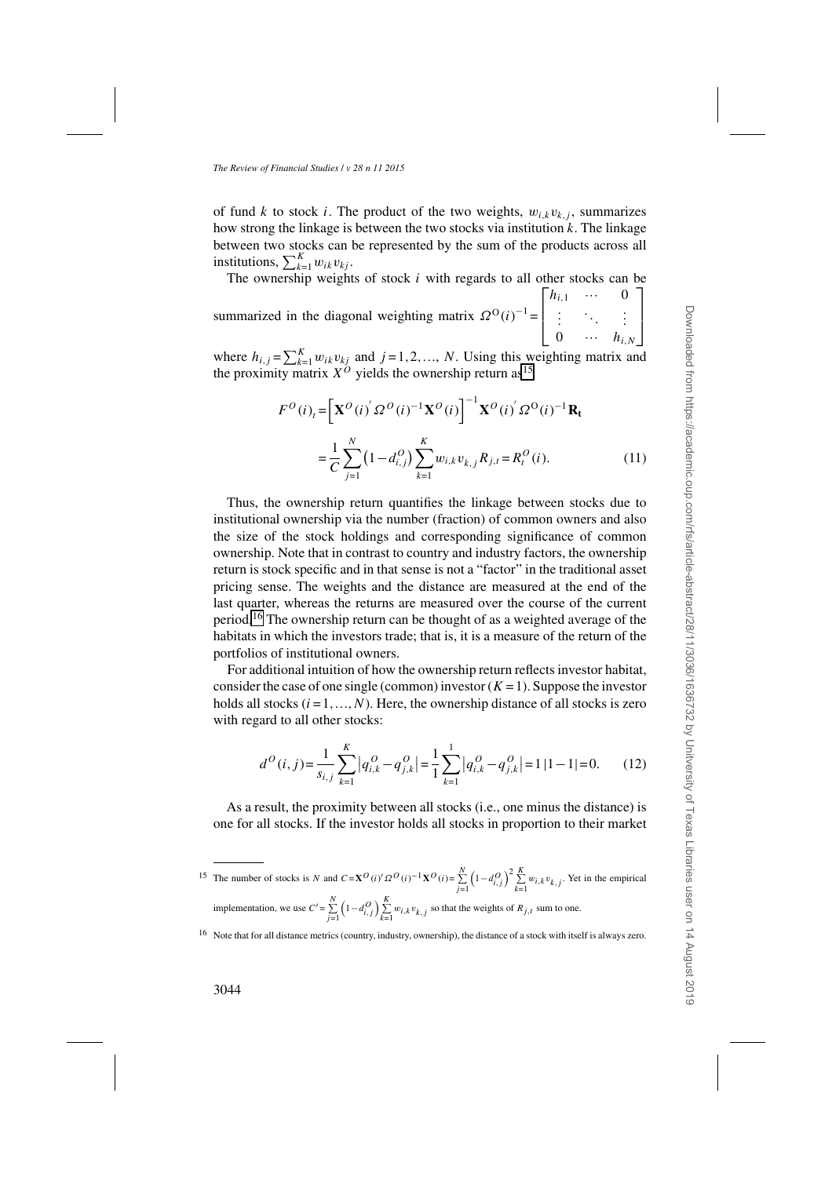of fund $k$ to stock $i$. The product of the two weights, $w_{i,k}v_{k,j}$, summarizes how strong the linkage is between the two stocks via institution $k$. The linkage between two stocks can be represented by the sum of the products across all institutions, $\sum_{k=1}^{K} w_{ik}v_{kj}$.

The ownership weights of stock $i$ with regards to all other stocks can be summarized in the diagonal weighting matrix $\Omega^{O}(i)^{-1} = \begin{bmatrix} h_{i,1} & \cdots & 0 \\ \vdots & \ddots & \vdots \\ 0 & \cdots & h_{i,N} \end{bmatrix}$ where $h_{i,j} = \sum_{k=1}^{K} w_{ik}v_{kj}$ and $j = 1, 2, \ldots, N$. Using this weighting matrix and the proximity matrix $X^{O}$ yields the ownership return as[15]

$$F^{O}(i)_t = \left[\mathbf{X}^{O}(i)' \Omega^{O}(i)^{-1}\mathbf{X}^{O}(i)\right]^{-1}\mathbf{X}^{O}(i)' \Omega^{O}(i)^{-1}\mathbf{R_t}$$

$$= \frac{1}{C}\sum_{j=1}^{N}\left(1-d_{i,j}^{O}\right)\sum_{k=1}^{K} w_{i,k}v_{k,j}R_{j,t} = R_t^{O}(i). \tag{11}$$

Thus, the ownership return quantifies the linkage between stocks due to institutional ownership via the number (fraction) of common owners and also the size of the stock holdings and corresponding significance of common ownership. Note that in contrast to country and industry factors, the ownership return is stock specific and in that sense is not a "factor" in the traditional asset pricing sense. The weights and the distance are measured at the end of the last quarter, whereas the returns are measured over the course of the current period.[16] The ownership return can be thought of as a weighted average of the habitats in which the investors trade; that is, it is a measure of the return of the portfolios of institutional owners.

For additional intuition of how the ownership return reflects investor habitat, consider the case of one single (common) investor ($K = 1$). Suppose the investor holds all stocks ($i = 1, \ldots, N$). Here, the ownership distance of all stocks is zero with regard to all other stocks:

$$d^{O}(i,j) = \frac{1}{s_{i,j}}\sum_{k=1}^{K}\left|q_{i,k}^{O} - q_{j,k}^{O}\right| = \frac{1}{1}\sum_{k=1}^{1}\left|q_{i,k}^{O} - q_{j,k}^{O}\right| = 1\,|1-1| = 0. \tag{12}$$

As a result, the proximity between all stocks (i.e., one minus the distance) is one for all stocks. If the investor holds all stocks in proportion to their market

---

[15] The number of stocks is $N$ and $C = \mathbf{X}^{O}(i)'\Omega^{O}(i)^{-1}\mathbf{X}^{O}(i) = \sum_{j=1}^{N}\left(1-d_{i,j}^{O}\right)^2 \sum_{k=1}^{K} w_{i,k}v_{k,j}$. Yet in the empirical implementation, we use $C' = \sum_{j=1}^{N}\left(1-d_{i,j}^{O}\right)\sum_{k=1}^{K} w_{i,k}v_{k,j}$ so that the weights of $R_{j,t}$ sum to one.

[16] Note that for all distance metrics (country, industry, ownership), the distance of a stock with itself is always zero.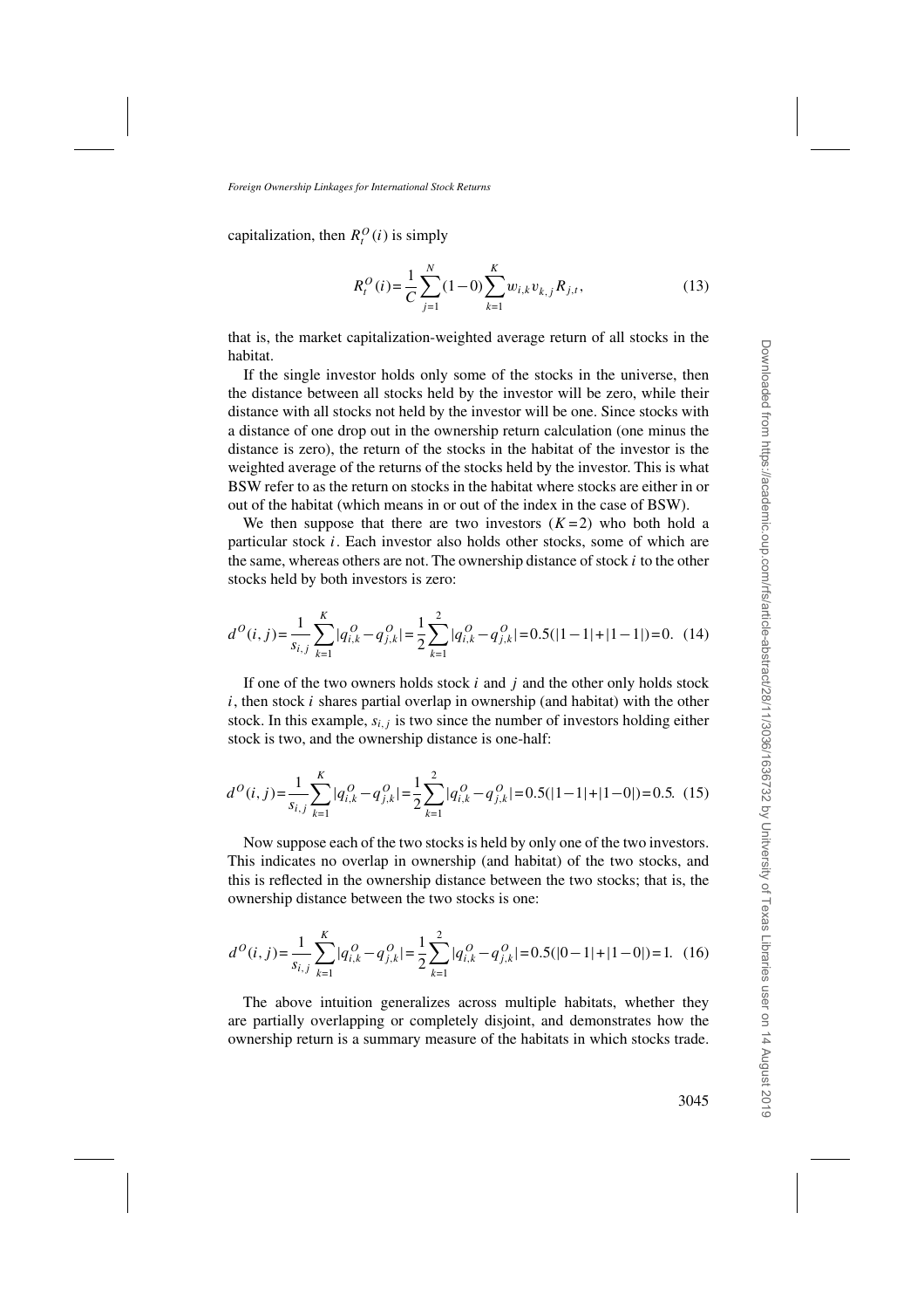capitalization, then $R_t^O(i)$ is simply

$$R_t^O(i) = \frac{1}{C}\sum_{j=1}^{N}(1-0)\sum_{k=1}^{K} w_{i,k} v_{k,j} R_{j,t}, \tag{13}$$

that is, the market capitalization-weighted average return of all stocks in the habitat.

If the single investor holds only some of the stocks in the universe, then the distance between all stocks held by the investor will be zero, while their distance with all stocks not held by the investor will be one. Since stocks with a distance of one drop out in the ownership return calculation (one minus the distance is zero), the return of the stocks in the habitat of the investor is the weighted average of the returns of the stocks held by the investor. This is what BSW refer to as the return on stocks in the habitat where stocks are either in or out of the habitat (which means in or out of the index in the case of BSW).

We then suppose that there are two investors ($K=2$) who both hold a particular stock $i$. Each investor also holds other stocks, some of which are the same, whereas others are not. The ownership distance of stock $i$ to the other stocks held by both investors is zero:

$$d^O(i,j) = \frac{1}{s_{i,j}}\sum_{k=1}^{K}|q_{i,k}^O - q_{j,k}^O| = \frac{1}{2}\sum_{k=1}^{2}|q_{i,k}^O - q_{j,k}^O| = 0.5(|1-1|+|1-1|) = 0. \tag{14}$$

If one of the two owners holds stock $i$ and $j$ and the other only holds stock $i$, then stock $i$ shares partial overlap in ownership (and habitat) with the other stock. In this example, $s_{i,j}$ is two since the number of investors holding either stock is two, and the ownership distance is one-half:

$$d^O(i,j) = \frac{1}{s_{i,j}}\sum_{k=1}^{K}|q_{i,k}^O - q_{j,k}^O| = \frac{1}{2}\sum_{k=1}^{2}|q_{i,k}^O - q_{j,k}^O| = 0.5(|1-1|+|1-0|) = 0.5. \tag{15}$$

Now suppose each of the two stocks is held by only one of the two investors. This indicates no overlap in ownership (and habitat) of the two stocks, and this is reflected in the ownership distance between the two stocks; that is, the ownership distance between the two stocks is one:

$$d^O(i,j) = \frac{1}{s_{i,j}}\sum_{k=1}^{K}|q_{i,k}^O - q_{j,k}^O| = \frac{1}{2}\sum_{k=1}^{2}|q_{i,k}^O - q_{j,k}^O| = 0.5(|0-1|+|1-0|) = 1. \tag{16}$$

The above intuition generalizes across multiple habitats, whether they are partially overlapping or completely disjoint, and demonstrates how the ownership return is a summary measure of the habitats in which stocks trade.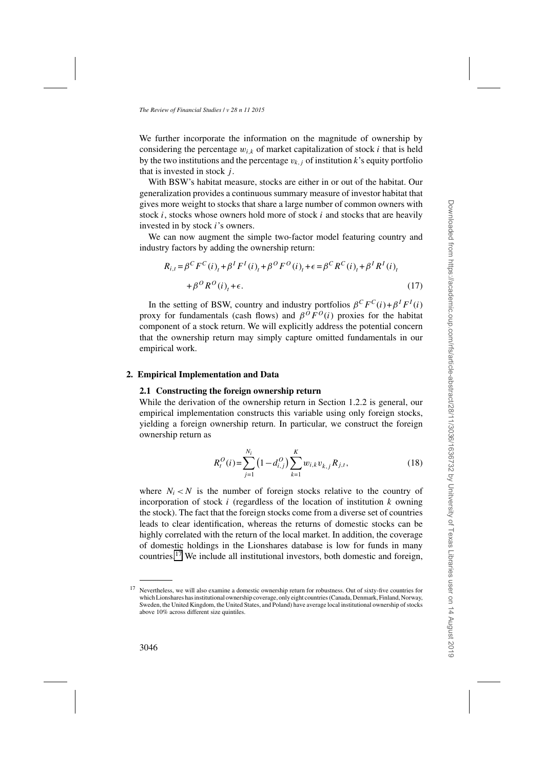We further incorporate the information on the magnitude of ownership by considering the percentage $w_{i,k}$ of market capitalization of stock $i$ that is held by the two institutions and the percentage $v_{k,j}$ of institution $k$'s equity portfolio that is invested in stock $j$.

With BSW's habitat measure, stocks are either in or out of the habitat. Our generalization provides a continuous summary measure of investor habitat that gives more weight to stocks that share a large number of common owners with stock $i$, stocks whose owners hold more of stock $i$ and stocks that are heavily invested in by stock $i$'s owners.

We can now augment the simple two-factor model featuring country and industry factors by adding the ownership return:

$$R_{i,t} = \beta^C F^C(i)_t + \beta^I F^I(i)_t + \beta^O F^O(i)_t + \epsilon = \beta^C R^C(i)_t + \beta^I R^I(i)_t + \beta^O R^O(i)_t + \epsilon. \tag{17}$$

In the setting of BSW, country and industry portfolios $\beta^C F^C(i) + \beta^I F^I(i)$ proxy for fundamentals (cash flows) and $\beta^O F^O(i)$ proxies for the habitat component of a stock return. We will explicitly address the potential concern that the ownership return may simply capture omitted fundamentals in our empirical work.

## 2. Empirical Implementation and Data

### 2.1 Constructing the foreign ownership return

While the derivation of the ownership return in Section 1.2.2 is general, our empirical implementation constructs this variable using only foreign stocks, yielding a foreign ownership return. In particular, we construct the foreign ownership return as

$$R_t^O(i) = \sum_{j=1}^{N_i} \left(1 - d_{i,j}^O\right) \sum_{k=1}^{K} w_{i,k} v_{k,j} R_{j,t}, \tag{18}$$

where $N_i < N$ is the number of foreign stocks relative to the country of incorporation of stock $i$ (regardless of the location of institution $k$ owning the stock). The fact that the foreign stocks come from a diverse set of countries leads to clear identification, whereas the returns of domestic stocks can be highly correlated with the return of the local market. In addition, the coverage of domestic holdings in the Lionshares database is low for funds in many countries.[17] We include all institutional investors, both domestic and foreign,

[17] Nevertheless, we will also examine a domestic ownership return for robustness. Out of sixty-five countries for which Lionshares has institutional ownership coverage, only eight countries (Canada, Denmark, Finland, Norway, Sweden, the United Kingdom, the United States, and Poland) have average local institutional ownership of stocks above 10% across different size quintiles.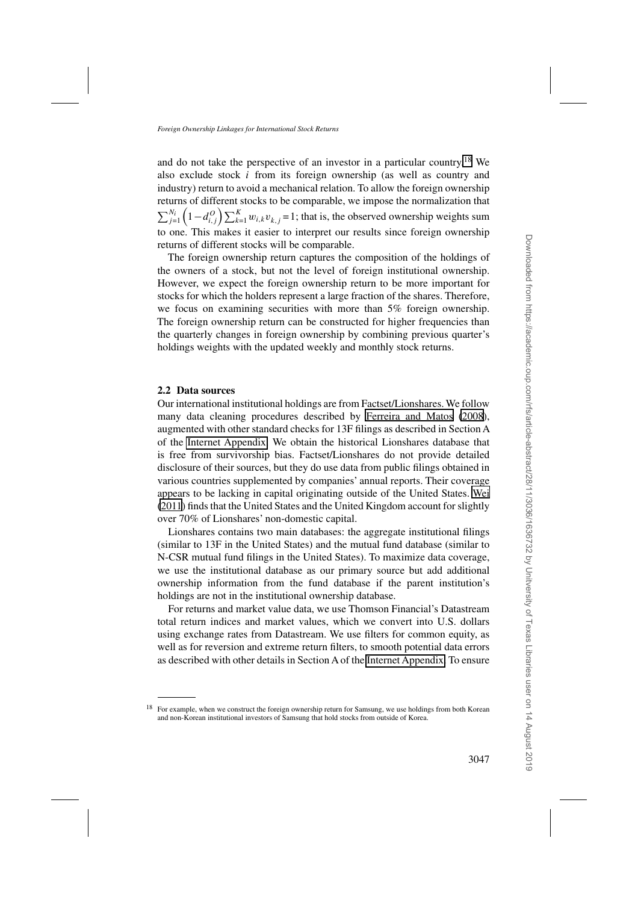and do not take the perspective of an investor in a particular country.[18] We also exclude stock $i$ from its foreign ownership (as well as country and industry) return to avoid a mechanical relation. To allow the foreign ownership returns of different stocks to be comparable, we impose the normalization that $\sum_{j=1}^{N_i}\left(1-d_{i,j}^{O}\right)\sum_{k=1}^{K} w_{i,k} v_{k,j}=1$; that is, the observed ownership weights sum to one. This makes it easier to interpret our results since foreign ownership returns of different stocks will be comparable.

The foreign ownership return captures the composition of the holdings of the owners of a stock, but not the level of foreign institutional ownership. However, we expect the foreign ownership return to be more important for stocks for which the holders represent a large fraction of the shares. Therefore, we focus on examining securities with more than 5% foreign ownership. The foreign ownership return can be constructed for higher frequencies than the quarterly changes in foreign ownership by combining previous quarter's holdings weights with the updated weekly and monthly stock returns.

### 2.2 Data sources

Our international institutional holdings are from Factset/Lionshares. We follow many data cleaning procedures described by Ferreira and Matos (2008), augmented with other standard checks for 13F filings as described in Section A of the Internet Appendix. We obtain the historical Lionshares database that is free from survivorship bias. Factset/Lionshares do not provide detailed disclosure of their sources, but they do use data from public filings obtained in various countries supplemented by companies' annual reports. Their coverage appears to be lacking in capital originating outside of the United States. Wei (2011) finds that the United States and the United Kingdom account for slightly over 70% of Lionshares' non-domestic capital.

Lionshares contains two main databases: the aggregate institutional filings (similar to 13F in the United States) and the mutual fund database (similar to N-CSR mutual fund filings in the United States). To maximize data coverage, we use the institutional database as our primary source but add additional ownership information from the fund database if the parent institution's holdings are not in the institutional ownership database.

For returns and market value data, we use Thomson Financial's Datastream total return indices and market values, which we convert into U.S. dollars using exchange rates from Datastream. We use filters for common equity, as well as for reversion and extreme return filters, to smooth potential data errors as described with other details in Section A of the Internet Appendix. To ensure

[18] For example, when we construct the foreign ownership return for Samsung, we use holdings from both Korean and non-Korean institutional investors of Samsung that hold stocks from outside of Korea.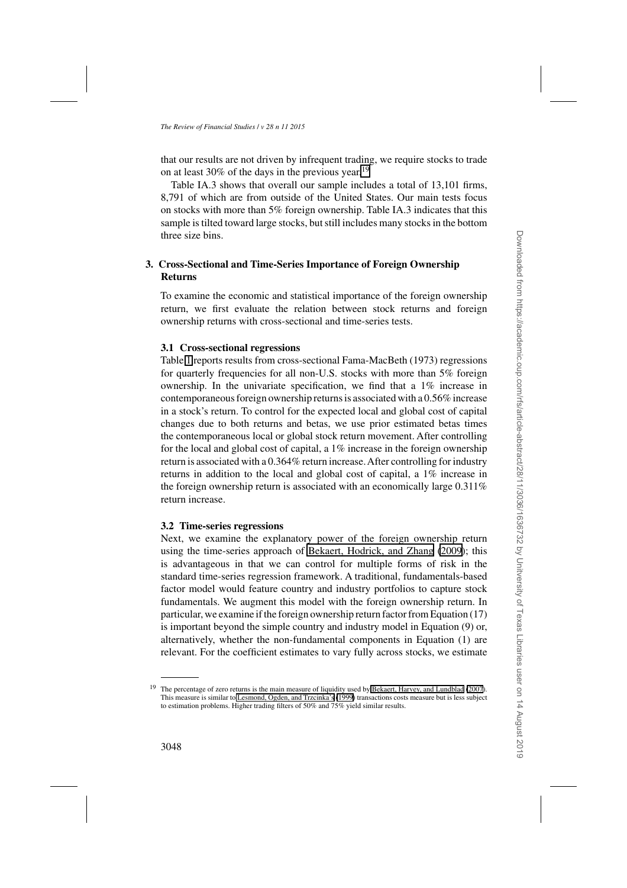that our results are not driven by infrequent trading, we require stocks to trade on at least 30% of the days in the previous year.[19]

Table IA.3 shows that overall our sample includes a total of 13,101 firms, 8,791 of which are from outside of the United States. Our main tests focus on stocks with more than 5% foreign ownership. Table IA.3 indicates that this sample is tilted toward large stocks, but still includes many stocks in the bottom three size bins.

## 3. Cross-Sectional and Time-Series Importance of Foreign Ownership Returns

To examine the economic and statistical importance of the foreign ownership return, we first evaluate the relation between stock returns and foreign ownership returns with cross-sectional and time-series tests.

### 3.1 Cross-sectional regressions

Table 1 reports results from cross-sectional Fama-MacBeth (1973) regressions for quarterly frequencies for all non-U.S. stocks with more than 5% foreign ownership. In the univariate specification, we find that a 1% increase in contemporaneous foreign ownership returns is associated with a 0.56% increase in a stock's return. To control for the expected local and global cost of capital changes due to both returns and betas, we use prior estimated betas times the contemporaneous local or global stock return movement. After controlling for the local and global cost of capital, a 1% increase in the foreign ownership return is associated with a 0.364% return increase. After controlling for industry returns in addition to the local and global cost of capital, a 1% increase in the foreign ownership return is associated with an economically large 0.311% return increase.

### 3.2 Time-series regressions

Next, we examine the explanatory power of the foreign ownership return using the time-series approach of Bekaert, Hodrick, and Zhang (2009); this is advantageous in that we can control for multiple forms of risk in the standard time-series regression framework. A traditional, fundamentals-based factor model would feature country and industry portfolios to capture stock fundamentals. We augment this model with the foreign ownership return. In particular, we examine if the foreign ownership return factor from Equation (17) is important beyond the simple country and industry model in Equation (9) or, alternatively, whether the non-fundamental components in Equation (1) are relevant. For the coefficient estimates to vary fully across stocks, we estimate

---

[19] The percentage of zero returns is the main measure of liquidity used by Bekaert, Harvey, and Lundblad (2007). This measure is similar to Lesmond, Ogden, and Trzcinka's (1999) transactions costs measure but is less subject to estimation problems. Higher trading filters of 50% and 75% yield similar results.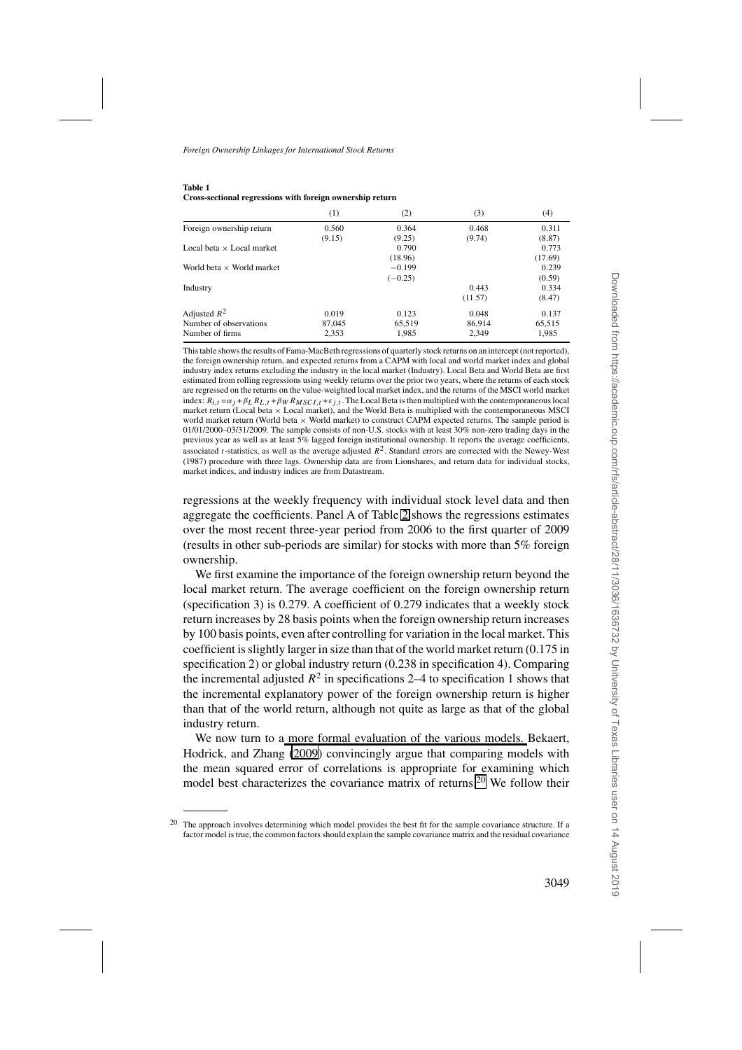**Table 1**
**Cross-sectional regressions with foreign ownership return**

| | (1) | (2) | (3) | (4) |
|---|---|---|---|---|
| Foreign ownership return | 0.560 | 0.364 | 0.468 | 0.311 |
| | (9.15) | (9.25) | (9.74) | (8.87) |
| Local beta × Local market | | 0.790 | | 0.773 |
| | | (18.96) | | (17.69) |
| World beta × World market | | −0.199 | | 0.239 |
| | | (−0.25) | | (0.59) |
| Industry | | | 0.443 | 0.334 |
| | | | (11.57) | (8.47) |
| Adjusted $R^2$ | 0.019 | 0.123 | 0.048 | 0.137 |
| Number of observations | 87,045 | 65,519 | 86,914 | 65,515 |
| Number of firms | 2,353 | 1,985 | 2,349 | 1,985 |

This table shows the results of Fama-MacBeth regressions of quarterly stock returns on an intercept (not reported), the foreign ownership return, and expected returns from a CAPM with local and world market index and global industry index returns excluding the industry in the local market (Industry). Local Beta and World Beta are first estimated from rolling regressions using weekly returns over the prior two years, where the returns of each stock are regressed on the returns on the value-weighted local market index, and the returns of the MSCI world market index: $R_{i,t} = \alpha_j + \beta_L R_{L,t} + \beta_W R_{MSCI,t} + \varepsilon_{j,t}$. The Local Beta is then multiplied with the contemporaneous local market return (Local beta × Local market), and the World Beta is multiplied with the contemporaneous MSCI world market return (World beta × World market) to construct CAPM expected returns. The sample period is 01/01/2000–03/31/2009. The sample consists of non-U.S. stocks with at least 30% non-zero trading days in the previous year as well as at least 5% lagged foreign institutional ownership. It reports the average coefficients, associated $t$-statistics, as well as the average adjusted $R^2$. Standard errors are corrected with the Newey-West (1987) procedure with three lags. Ownership data are from Lionshares, and return data for individual stocks, market indices, and industry indices are from Datastream.

regressions at the weekly frequency with individual stock level data and then aggregate the coefficients. Panel A of Table 2 shows the regressions estimates over the most recent three-year period from 2006 to the first quarter of 2009 (results in other sub-periods are similar) for stocks with more than 5% foreign ownership.

We first examine the importance of the foreign ownership return beyond the local market return. The average coefficient on the foreign ownership return (specification 3) is 0.279. A coefficient of 0.279 indicates that a weekly stock return increases by 28 basis points when the foreign ownership return increases by 100 basis points, even after controlling for variation in the local market. This coefficient is slightly larger in size than that of the world market return (0.175 in specification 2) or global industry return (0.238 in specification 4). Comparing the incremental adjusted $R^2$ in specifications 2–4 to specification 1 shows that the incremental explanatory power of the foreign ownership return is higher than that of the world return, although not quite as large as that of the global industry return.

We now turn to a more formal evaluation of the various models. Bekaert, Hodrick, and Zhang (2009) convincingly argue that comparing models with the mean squared error of correlations is appropriate for examining which model best characterizes the covariance matrix of returns.[20] We follow their

[20] The approach involves determining which model provides the best fit for the sample covariance structure. If a factor model is true, the common factors should explain the sample covariance matrix and the residual covariance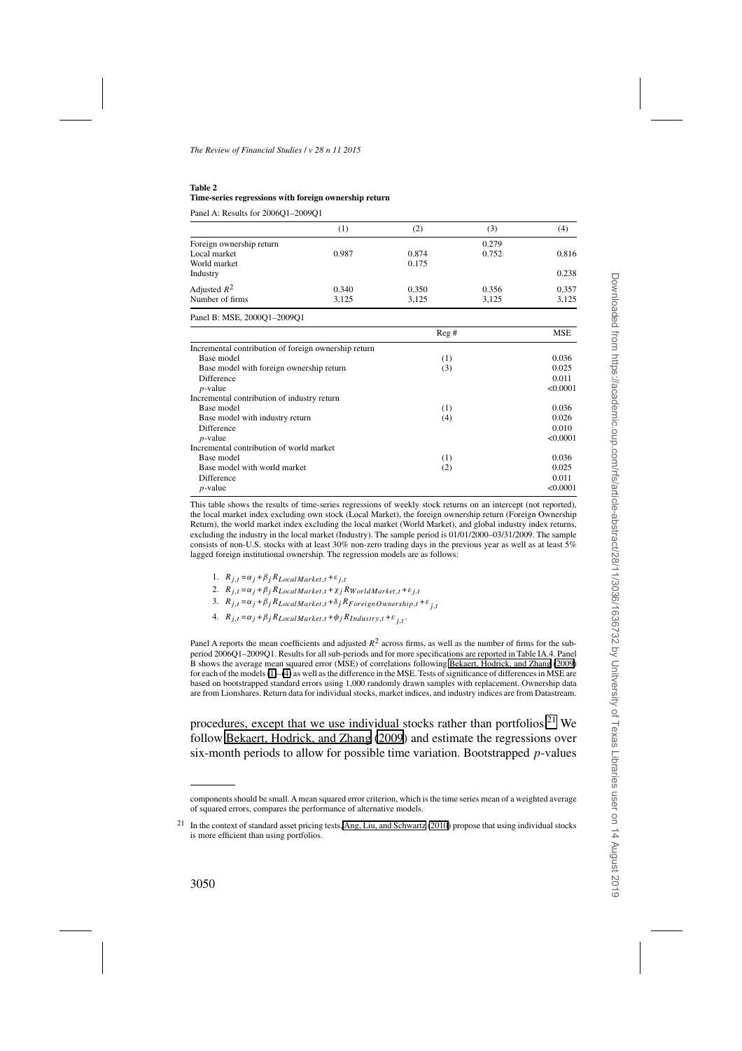**Table 2**
**Time-series regressions with foreign ownership return**

Panel A: Results for 2006Q1–2009Q1

| | (1) | (2) | (3) | (4) |
|---|---|---|---|---|
| Foreign ownership return | | | 0.279 | |
| Local market | 0.987 | 0.874 | 0.752 | 0.816 |
| World market | | 0.175 | | |
| Industry | | | | 0.238 |
| Adjusted $R^2$ | 0.340 | 0.350 | 0.356 | 0.357 |
| Number of firms | 3,125 | 3,125 | 3,125 | 3,125 |

Panel B: MSE, 2000Q1–2009Q1

| | Reg # | MSE |
|---|---|---|
| Incremental contribution of foreign ownership return | | |
| Base model | (1) | 0.036 |
| Base model with foreign ownership return | (3) | 0.025 |
| Difference | | 0.011 |
| $p$-value | | <0.0001 |
| Incremental contribution of industry return | | |
| Base model | (1) | 0.036 |
| Base model with industry return | (4) | 0.026 |
| Difference | | 0.010 |
| $p$-value | | <0.0001 |
| Incremental contribution of world market | | |
| Base model | (1) | 0.036 |
| Base model with world market | (2) | 0.025 |
| Difference | | 0.011 |
| $p$-value | | <0.0001 |

This table shows the results of time-series regressions of weekly stock returns on an intercept (not reported), the local market index excluding own stock (Local Market), the foreign ownership return (Foreign Ownership Return), the world market index excluding the local market (World Market), and global industry index returns, excluding the industry in the local market (Industry). The sample period is 01/01/2000–03/31/2009. The sample consists of non-U.S. stocks with at least 30% non-zero trading days in the previous year as well as at least 5% lagged foreign institutional ownership. The regression models are as follows:

1. $R_{j,t} = \alpha_j + \beta_j R_{LocalMarket,t} + \varepsilon_{j,t}$
2. $R_{j,t} = \alpha_j + \beta_j R_{LocalMarket,t} + \chi_j R_{WorldMarket,t} + \varepsilon_{j,t}$
3. $R_{j,t} = \alpha_j + \beta_j R_{LocalMarket,t} + \delta_j R_{ForeignOwnership,t} + \varepsilon_{j,t}$
4. $R_{j,t} = \alpha_j + \beta_j R_{LocalMarket,t} + \phi_j R_{Industry,t} + \varepsilon_{j,t}$.

Panel A reports the mean coefficients and adjusted $R^2$ across firms, as well as the number of firms for the subperiod 2006Q1–2009Q1. Results for all sub-periods and for more specifications are reported in Table IA.4. Panel B shows the average mean squared error (MSE) of correlations following Bekaert, Hodrick, and Zhang (2009) for each of the models (1)–(4) as well as the difference in the MSE. Tests of significance of differences in MSE are based on bootstrapped standard errors using 1,000 randomly drawn samples with replacement. Ownership data are from Lionshares. Return data for individual stocks, market indices, and industry indices are from Datastream.

procedures, except that we use individual stocks rather than portfolios.[21] We follow Bekaert, Hodrick, and Zhang (2009) and estimate the regressions over six-month periods to allow for possible time variation. Bootstrapped $p$-values

components should be small. A mean squared error criterion, which is the time series mean of a weighted average of squared errors, compares the performance of alternative models.

[21] In the context of standard asset pricing tests, Ang, Liu, and Schwartz (2010) propose that using individual stocks is more efficient than using portfolios.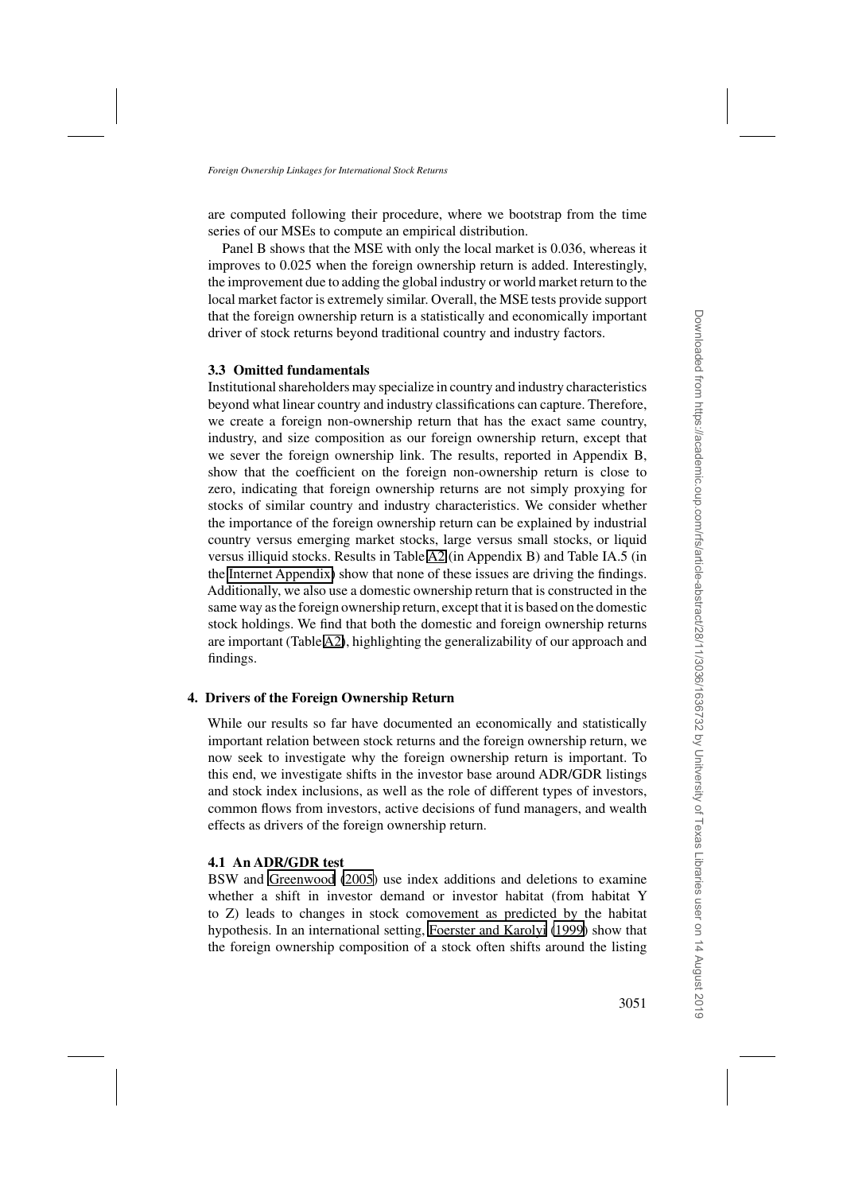are computed following their procedure, where we bootstrap from the time series of our MSEs to compute an empirical distribution.

Panel B shows that the MSE with only the local market is 0.036, whereas it improves to 0.025 when the foreign ownership return is added. Interestingly, the improvement due to adding the global industry or world market return to the local market factor is extremely similar. Overall, the MSE tests provide support that the foreign ownership return is a statistically and economically important driver of stock returns beyond traditional country and industry factors.

### 3.3 Omitted fundamentals

Institutional shareholders may specialize in country and industry characteristics beyond what linear country and industry classifications can capture. Therefore, we create a foreign non-ownership return that has the exact same country, industry, and size composition as our foreign ownership return, except that we sever the foreign ownership link. The results, reported in Appendix B, show that the coefficient on the foreign non-ownership return is close to zero, indicating that foreign ownership returns are not simply proxying for stocks of similar country and industry characteristics. We consider whether the importance of the foreign ownership return can be explained by industrial country versus emerging market stocks, large versus small stocks, or liquid versus illiquid stocks. Results in Table A2 (in Appendix B) and Table IA.5 (in the Internet Appendix) show that none of these issues are driving the findings. Additionally, we also use a domestic ownership return that is constructed in the same way as the foreign ownership return, except that it is based on the domestic stock holdings. We find that both the domestic and foreign ownership returns are important (Table A2), highlighting the generalizability of our approach and findings.

## 4. Drivers of the Foreign Ownership Return

While our results so far have documented an economically and statistically important relation between stock returns and the foreign ownership return, we now seek to investigate why the foreign ownership return is important. To this end, we investigate shifts in the investor base around ADR/GDR listings and stock index inclusions, as well as the role of different types of investors, common flows from investors, active decisions of fund managers, and wealth effects as drivers of the foreign ownership return.

### 4.1 An ADR/GDR test

BSW and Greenwood (2005) use index additions and deletions to examine whether a shift in investor demand or investor habitat (from habitat Y to Z) leads to changes in stock comovement as predicted by the habitat hypothesis. In an international setting, Foerster and Karolyi (1999) show that the foreign ownership composition of a stock often shifts around the listing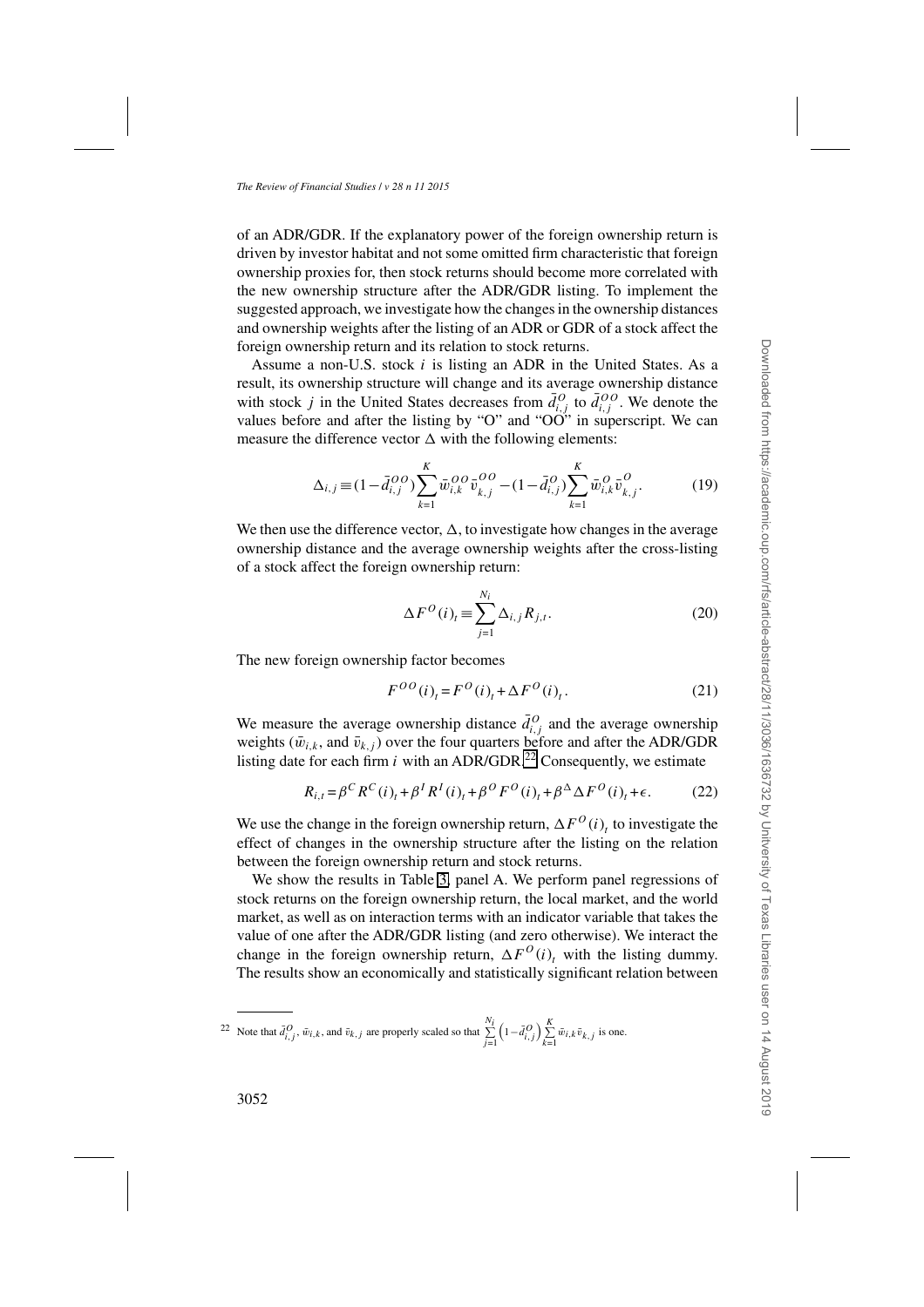of an ADR/GDR. If the explanatory power of the foreign ownership return is driven by investor habitat and not some omitted firm characteristic that foreign ownership proxies for, then stock returns should become more correlated with the new ownership structure after the ADR/GDR listing. To implement the suggested approach, we investigate how the changes in the ownership distances and ownership weights after the listing of an ADR or GDR of a stock affect the foreign ownership return and its relation to stock returns.

Assume a non-U.S. stock $i$ is listing an ADR in the United States. As a result, its ownership structure will change and its average ownership distance with stock $j$ in the United States decreases from $\bar{d}^{O}_{i,j}$ to $\bar{d}^{OO}_{i,j}$. We denote the values before and after the listing by "O" and "OO" in superscript. We can measure the difference vector $\Delta$ with the following elements:

$$\Delta_{i,j} \equiv (1-\bar{d}^{OO}_{i,j})\sum_{k=1}^{K}\bar{w}^{OO}_{i,k}\bar{v}^{OO}_{k,j} - (1-\bar{d}^{O}_{i,j})\sum_{k=1}^{K}\bar{w}^{O}_{i,k}\bar{v}^{O}_{k,j}. \tag{19}$$

We then use the difference vector, $\Delta$, to investigate how changes in the average ownership distance and the average ownership weights after the cross-listing of a stock affect the foreign ownership return:

$$\Delta F^{O}(i)_t \equiv \sum_{j=1}^{N_i}\Delta_{i,j}R_{j,t}. \tag{20}$$

The new foreign ownership factor becomes

$$F^{OO}(i)_t = F^{O}(i)_t + \Delta F^{O}(i)_t. \tag{21}$$

We measure the average ownership distance $\bar{d}^{O}_{i,j}$ and the average ownership weights ($\bar{w}_{i,k}$, and $\bar{v}_{k,j}$) over the four quarters before and after the ADR/GDR listing date for each firm $i$ with an ADR/GDR.[22] Consequently, we estimate

$$R_{i,t} = \beta^{C}R^{C}(i)_t + \beta^{I}R^{I}(i)_t + \beta^{O}F^{O}(i)_t + \beta^{\Delta}\Delta F^{O}(i)_t + \epsilon. \tag{22}$$

We use the change in the foreign ownership return, $\Delta F^{O}(i)_t$ to investigate the effect of changes in the ownership structure after the listing on the relation between the foreign ownership return and stock returns.

We show the results in Table 3, panel A. We perform panel regressions of stock returns on the foreign ownership return, the local market, and the world market, as well as on interaction terms with an indicator variable that takes the value of one after the ADR/GDR listing (and zero otherwise). We interact the change in the foreign ownership return, $\Delta F^{O}(i)_t$ with the listing dummy. The results show an economically and statistically significant relation between

[22] Note that $\bar{d}^{O}_{i,j}$, $\bar{w}_{i,k}$, and $\bar{v}_{k,j}$ are properly scaled so that $\sum_{j=1}^{N_i}\left(1-\bar{d}^{O}_{i,j}\right)\sum_{k=1}^{K}\bar{w}_{i,k}\bar{v}_{k,j}$ is one.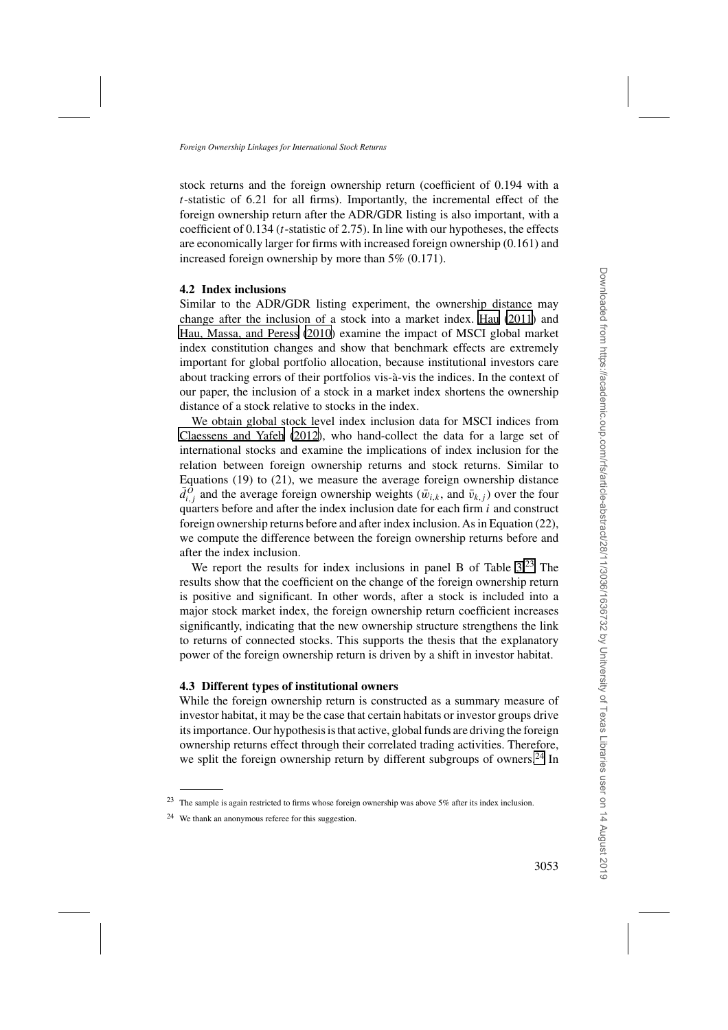stock returns and the foreign ownership return (coefficient of 0.194 with a $t$-statistic of 6.21 for all firms). Importantly, the incremental effect of the foreign ownership return after the ADR/GDR listing is also important, with a coefficient of 0.134 ($t$-statistic of 2.75). In line with our hypotheses, the effects are economically larger for firms with increased foreign ownership (0.161) and increased foreign ownership by more than 5% (0.171).

### 4.2 Index inclusions

Similar to the ADR/GDR listing experiment, the ownership distance may change after the inclusion of a stock into a market index. Hau (2011) and Hau, Massa, and Peress (2010) examine the impact of MSCI global market index constitution changes and show that benchmark effects are extremely important for global portfolio allocation, because institutional investors care about tracking errors of their portfolios vis-à-vis the indices. In the context of our paper, the inclusion of a stock in a market index shortens the ownership distance of a stock relative to stocks in the index.

We obtain global stock level index inclusion data for MSCI indices from Claessens and Yafeh (2012), who hand-collect the data for a large set of international stocks and examine the implications of index inclusion for the relation between foreign ownership returns and stock returns. Similar to Equations (19) to (21), we measure the average foreign ownership distance $\bar{d}^{O}_{i,j}$ and the average foreign ownership weights ($\bar{w}_{i,k}$, and $\bar{v}_{k,j}$) over the four quarters before and after the index inclusion date for each firm $i$ and construct foreign ownership returns before and after index inclusion. As in Equation (22), we compute the difference between the foreign ownership returns before and after the index inclusion.

We report the results for index inclusions in panel B of Table 3.[23] The results show that the coefficient on the change of the foreign ownership return is positive and significant. In other words, after a stock is included into a major stock market index, the foreign ownership return coefficient increases significantly, indicating that the new ownership structure strengthens the link to returns of connected stocks. This supports the thesis that the explanatory power of the foreign ownership return is driven by a shift in investor habitat.

### 4.3 Different types of institutional owners

While the foreign ownership return is constructed as a summary measure of investor habitat, it may be the case that certain habitats or investor groups drive its importance. Our hypothesis is that active, global funds are driving the foreign ownership returns effect through their correlated trading activities. Therefore, we split the foreign ownership return by different subgroups of owners.[24] In

[23] The sample is again restricted to firms whose foreign ownership was above 5% after its index inclusion.

[24] We thank an anonymous referee for this suggestion.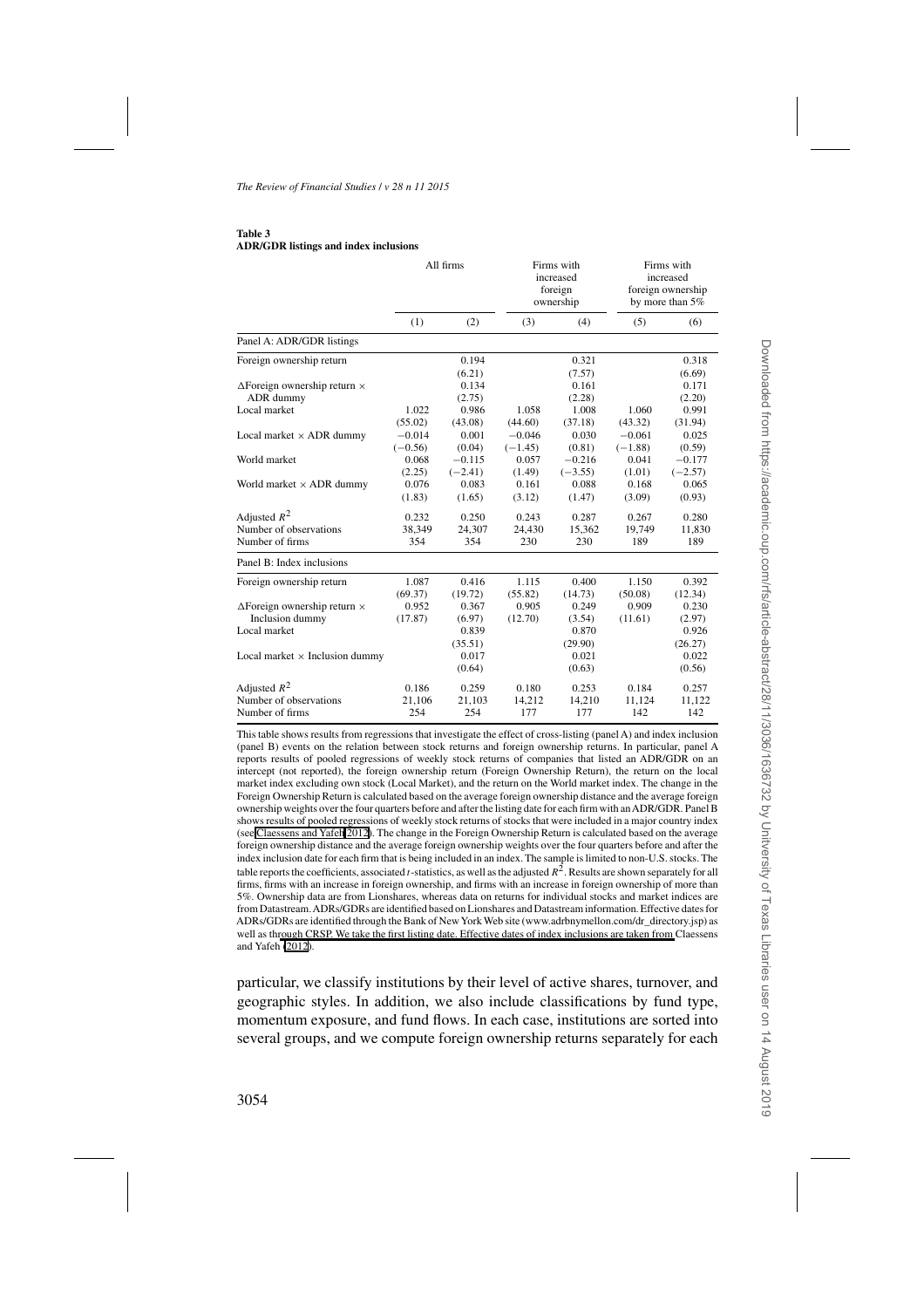**Table 3**
**ADR/GDR listings and index inclusions**

| | All firms | | Firms with increased foreign ownership | | Firms with increased foreign ownership by more than 5% | |
|---|---|---|---|---|---|---|
| | (1) | (2) | (3) | (4) | (5) | (6) |
| Panel A: ADR/GDR listings | | | | | | |
| Foreign ownership return | | 0.194 | | 0.321 | | 0.318 |
| | | (6.21) | | (7.57) | | (6.69) |
| ΔForeign ownership return × ADR dummy | | 0.134 | | 0.161 | | 0.171 |
| | | (2.75) | | (2.28) | | (2.20) |
| Local market | 1.022 | 0.986 | 1.058 | 1.008 | 1.060 | 0.991 |
| | (55.02) | (43.08) | (44.60) | (37.18) | (43.32) | (31.94) |
| Local market × ADR dummy | −0.014 | 0.001 | −0.046 | 0.030 | −0.061 | 0.025 |
| | (−0.56) | (0.04) | (−1.45) | (0.81) | (−1.88) | (0.59) |
| World market | 0.068 | −0.115 | 0.057 | −0.216 | 0.041 | −0.177 |
| | (2.25) | (−2.41) | (1.49) | (−3.55) | (1.01) | (−2.57) |
| World market × ADR dummy | 0.076 | 0.083 | 0.161 | 0.088 | 0.168 | 0.065 |
| | (1.83) | (1.65) | (3.12) | (1.47) | (3.09) | (0.93) |
| Adjusted $R^2$ | 0.232 | 0.250 | 0.243 | 0.287 | 0.267 | 0.280 |
| Number of observations | 38,349 | 24,307 | 24,430 | 15,362 | 19,749 | 11,830 |
| Number of firms | 354 | 354 | 230 | 230 | 189 | 189 |
| Panel B: Index inclusions | | | | | | |
| Foreign ownership return | 1.087 | 0.416 | 1.115 | 0.400 | 1.150 | 0.392 |
| | (69.37) | (19.72) | (55.82) | (14.73) | (50.08) | (12.34) |
| ΔForeign ownership return × Inclusion dummy | 0.952 | 0.367 | 0.905 | 0.249 | 0.909 | 0.230 |
| | (17.87) | (6.97) | (12.70) | (3.54) | (11.61) | (2.97) |
| Local market | | 0.839 | | 0.870 | | 0.926 |
| | | (35.51) | | (29.90) | | (26.27) |
| Local market × Inclusion dummy | | 0.017 | | 0.021 | | 0.022 |
| | | (0.64) | | (0.63) | | (0.56) |
| Adjusted $R^2$ | 0.186 | 0.259 | 0.180 | 0.253 | 0.184 | 0.257 |
| Number of observations | 21,106 | 21,103 | 14,212 | 14,210 | 11,124 | 11,122 |
| Number of firms | 254 | 254 | 177 | 177 | 142 | 142 |

This table shows results from regressions that investigate the effect of cross-listing (panel A) and index inclusion (panel B) events on the relation between stock returns and foreign ownership returns. In particular, panel A reports results of pooled regressions of weekly stock returns of companies that listed an ADR/GDR on an intercept (not reported), the foreign ownership return (Foreign Ownership Return), the return on the local market index excluding own stock (Local Market), and the return on the World market index. The change in the Foreign Ownership Return is calculated based on the average foreign ownership distance and the average foreign ownership weights over the four quarters before and after the listing date for each firm with an ADR/GDR. Panel B shows results of pooled regressions of weekly stock returns of stocks that were included in a major country index (see Claessens and Yafeh 2012). The change in the Foreign Ownership Return is calculated based on the average foreign ownership distance and the average foreign ownership weights over the four quarters before and after the index inclusion date for each firm that is being included in an index. The sample is limited to non-U.S. stocks. The table reports the coefficients, associated $t$-statistics, as well as the adjusted $R^2$. Results are shown separately for all firms, firms with an increase in foreign ownership, and firms with an increase in foreign ownership of more than 5%. Ownership data are from Lionshares, whereas data on returns for individual stocks and market indices are from Datastream. ADRs/GDRs are identified based on Lionshares and Datastream information. Effective dates for ADRs/GDRs are identified through the Bank of New York Web site (www.adrbnymellon.com/dr_directory.jsp) as well as through CRSP. We take the first listing date. Effective dates of index inclusions are taken from Claessens and Yafeh (2012).

particular, we classify institutions by their level of active shares, turnover, and geographic styles. In addition, we also include classifications by fund type, momentum exposure, and fund flows. In each case, institutions are sorted into several groups, and we compute foreign ownership returns separately for each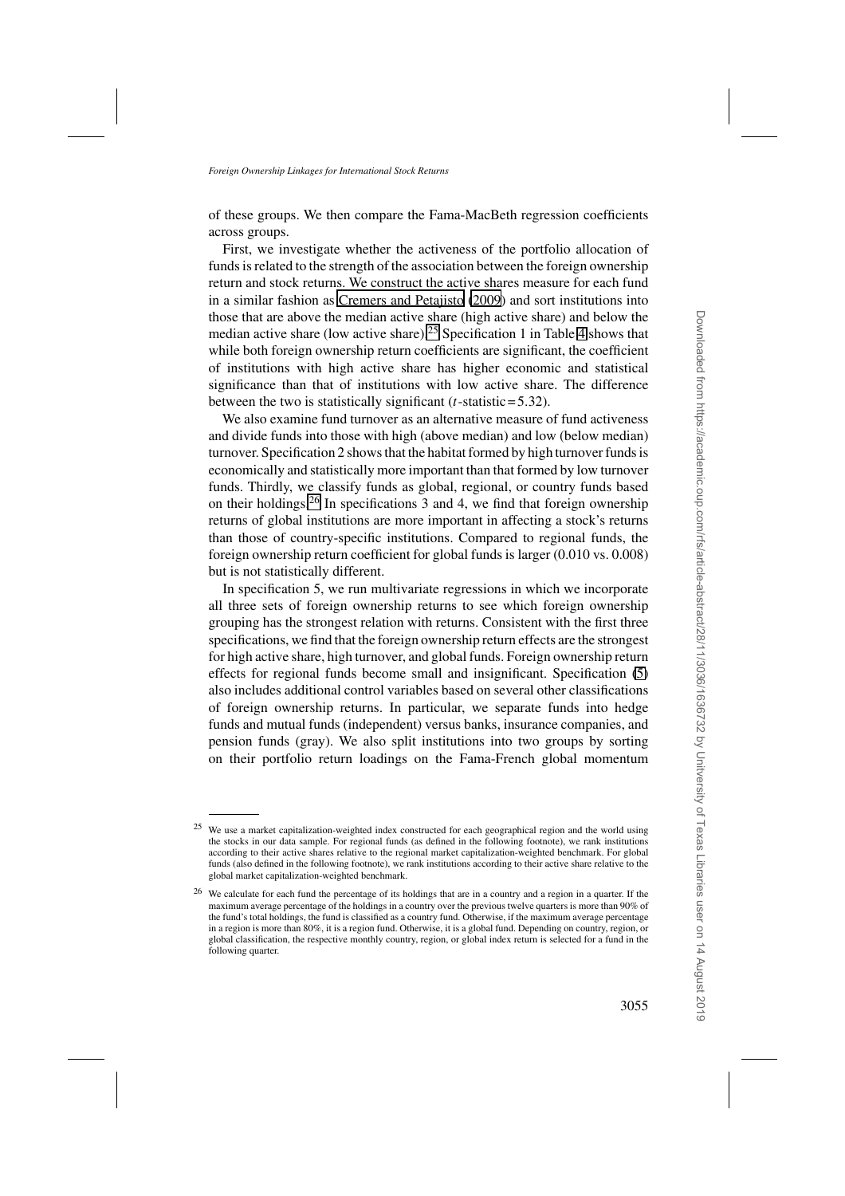of these groups. We then compare the Fama-MacBeth regression coefficients across groups.

First, we investigate whether the activeness of the portfolio allocation of funds is related to the strength of the association between the foreign ownership return and stock returns. We construct the active shares measure for each fund in a similar fashion as Cremers and Petajisto (2009) and sort institutions into those that are above the median active share (high active share) and below the median active share (low active share).[25] Specification 1 in Table 4 shows that while both foreign ownership return coefficients are significant, the coefficient of institutions with high active share has higher economic and statistical significance than that of institutions with low active share. The difference between the two is statistically significant ($t$-statistic = 5.32).

We also examine fund turnover as an alternative measure of fund activeness and divide funds into those with high (above median) and low (below median) turnover. Specification 2 shows that the habitat formed by high turnover funds is economically and statistically more important than that formed by low turnover funds. Thirdly, we classify funds as global, regional, or country funds based on their holdings.[26] In specifications 3 and 4, we find that foreign ownership returns of global institutions are more important in affecting a stock's returns than those of country-specific institutions. Compared to regional funds, the foreign ownership return coefficient for global funds is larger (0.010 vs. 0.008) but is not statistically different.

In specification 5, we run multivariate regressions in which we incorporate all three sets of foreign ownership returns to see which foreign ownership grouping has the strongest relation with returns. Consistent with the first three specifications, we find that the foreign ownership return effects are the strongest for high active share, high turnover, and global funds. Foreign ownership return effects for regional funds become small and insignificant. Specification (5) also includes additional control variables based on several other classifications of foreign ownership returns. In particular, we separate funds into hedge funds and mutual funds (independent) versus banks, insurance companies, and pension funds (gray). We also split institutions into two groups by sorting on their portfolio return loadings on the Fama-French global momentum

---

[25] We use a market capitalization-weighted index constructed for each geographical region and the world using the stocks in our data sample. For regional funds (as defined in the following footnote), we rank institutions according to their active shares relative to the regional market capitalization-weighted benchmark. For global funds (also defined in the following footnote), we rank institutions according to their active share relative to the global market capitalization-weighted benchmark.

[26] We calculate for each fund the percentage of its holdings that are in a country and a region in a quarter. If the maximum average percentage of the holdings in a country over the previous twelve quarters is more than 90% of the fund's total holdings, the fund is classified as a country fund. Otherwise, if the maximum average percentage in a region is more than 80%, it is a region fund. Otherwise, it is a global fund. Depending on country, region, or global classification, the respective monthly country, region, or global index return is selected for a fund in the following quarter.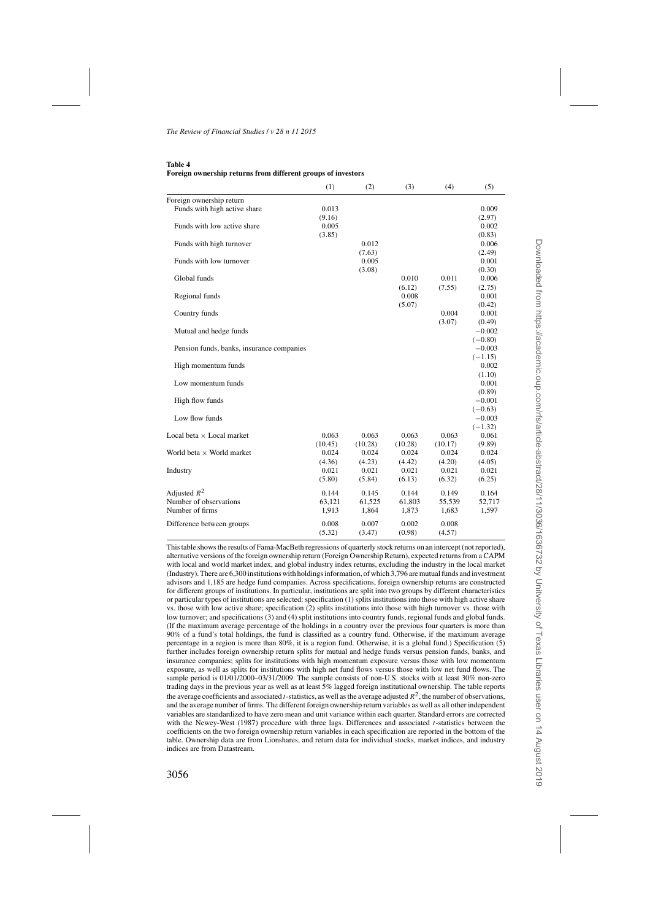**Table 4**
**Foreign ownership returns from different groups of investors**

| | (1) | (2) | (3) | (4) | (5) |
|---|---|---|---|---|---|
| Foreign ownership return | | | | | |
| Funds with high active share | 0.013 | | | | 0.009 |
| | (9.16) | | | | (2.97) |
| Funds with low active share | 0.005 | | | | 0.002 |
| | (3.85) | | | | (0.83) |
| Funds with high turnover | | 0.012 | | | 0.006 |
| | | (7.63) | | | (2.49) |
| Funds with low turnover | | 0.005 | | | 0.001 |
| | | (3.08) | | | (0.30) |
| Global funds | | | 0.010 | 0.011 | 0.006 |
| | | | (6.12) | (7.55) | (2.75) |
| Regional funds | | | 0.008 | | 0.001 |
| | | | (5.07) | | (0.42) |
| Country funds | | | | 0.004 | 0.001 |
| | | | | (3.07) | (0.49) |
| Mutual and hedge funds | | | | | −0.002 |
| | | | | | (−0.80) |
| Pension funds, banks, insurance companies | | | | | −0.003 |
| | | | | | (−1.15) |
| High momentum funds | | | | | 0.002 |
| | | | | | (1.10) |
| Low momentum funds | | | | | 0.001 |
| | | | | | (0.89) |
| High flow funds | | | | | −0.001 |
| | | | | | (−0.63) |
| Low flow funds | | | | | −0.003 |
| | | | | | (−1.32) |
| Local beta × Local market | 0.063 | 0.063 | 0.063 | 0.063 | 0.061 |
| | (10.45) | (10.28) | (10.28) | (10.17) | (9.89) |
| World beta × World market | 0.024 | 0.024 | 0.024 | 0.024 | 0.024 |
| | (4.36) | (4.23) | (4.42) | (4.20) | (4.05) |
| Industry | 0.021 | 0.021 | 0.021 | 0.021 | 0.021 |
| | (5.80) | (5.84) | (6.13) | (6.32) | (6.25) |
| Adjusted $R^2$ | 0.144 | 0.145 | 0.144 | 0.149 | 0.164 |
| Number of observations | 63,121 | 61,525 | 61,803 | 55,539 | 52,717 |
| Number of firms | 1,913 | 1,864 | 1,873 | 1,683 | 1,597 |
| Difference between groups | 0.008 | 0.007 | 0.002 | 0.008 | |
| | (5.32) | (3.47) | (0.98) | (4.57) | |

This table shows the results of Fama-MacBeth regressions of quarterly stock returns on an intercept (not reported), alternative versions of the foreign ownership return (Foreign Ownership Return), expected returns from a CAPM with local and world market index, and global industry index returns, excluding the industry in the local market (Industry). There are 6,300 institutions with holdings information, of which 3,796 are mutual funds and investment advisors and 1,185 are hedge fund companies. Across specifications, foreign ownership returns are constructed for different groups of institutions. In particular, institutions are split into two groups by different characteristics or particular types of institutions are selected: specification (1) splits institutions into those with high active share vs. those with low active share; specification (2) splits institutions into those with high turnover vs. those with low turnover; and specifications (3) and (4) split institutions into country funds, regional funds and global funds. (If the maximum average percentage of the holdings in a country over the previous four quarters is more than 90% of a fund's total holdings, the fund is classified as a country fund. Otherwise, if the maximum average percentage in a region is more than 80%, it is a region fund. Otherwise, it is a global fund.) Specification (5) further includes foreign ownership return splits for mutual and hedge funds versus pension funds, banks, and insurance companies; splits for institutions with high momentum exposure versus those with low momentum exposure, as well as splits for institutions with high net fund flows versus those with low net fund flows. The sample period is 01/01/2000–03/31/2009. The sample consists of non-U.S. stocks with at least 30% non-zero trading days in the previous year as well as at least 5% lagged foreign institutional ownership. The table reports the average coefficients and associated $t$-statistics, as well as the average adjusted $R^2$, the number of observations, and the average number of firms. The different foreign ownership return variables as well as all other independent variables are standardized to have zero mean and unit variance within each quarter. Standard errors are corrected with the Newey-West (1987) procedure with three lags. Differences and associated $t$-statistics between the coefficients on the two foreign ownership return variables in each specification are reported in the bottom of the table. Ownership data are from Lionshares, and return data for individual stocks, market indices, and industry indices are from Datastream.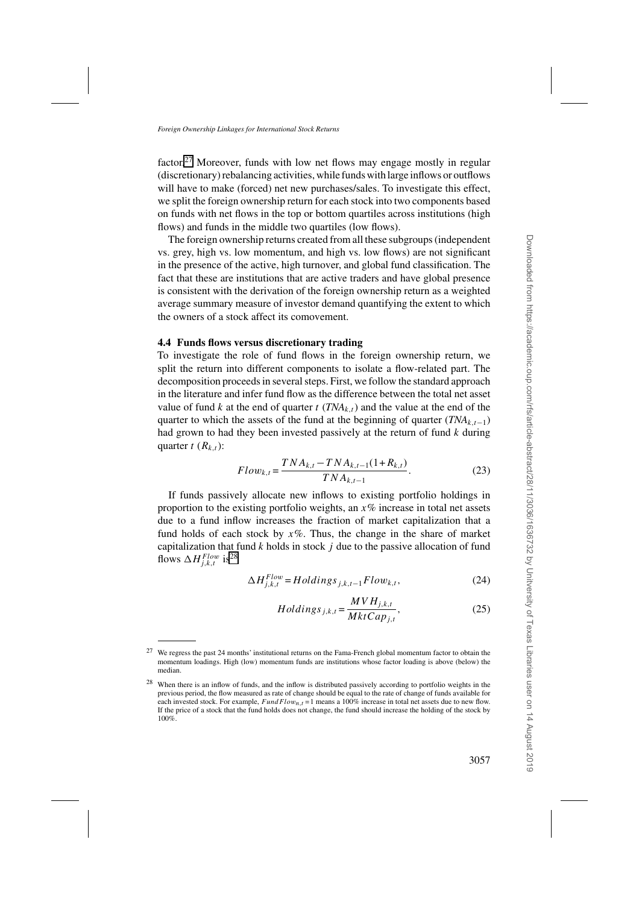factor.[27] Moreover, funds with low net flows may engage mostly in regular (discretionary) rebalancing activities, while funds with large inflows or outflows will have to make (forced) net new purchases/sales. To investigate this effect, we split the foreign ownership return for each stock into two components based on funds with net flows in the top or bottom quartiles across institutions (high flows) and funds in the middle two quartiles (low flows).

The foreign ownership returns created from all these subgroups (independent vs. grey, high vs. low momentum, and high vs. low flows) are not significant in the presence of the active, high turnover, and global fund classification. The fact that these are institutions that are active traders and have global presence is consistent with the derivation of the foreign ownership return as a weighted average summary measure of investor demand quantifying the extent to which the owners of a stock affect its comovement.

### 4.4 Funds flows versus discretionary trading

To investigate the role of fund flows in the foreign ownership return, we split the return into different components to isolate a flow-related part. The decomposition proceeds in several steps. First, we follow the standard approach in the literature and infer fund flow as the difference between the total net asset value of fund $k$ at the end of quarter $t$ ($TNA_{k,t}$) and the value at the end of the quarter to which the assets of the fund at the beginning of quarter ($TNA_{k,t-1}$) had grown to had they been invested passively at the return of fund $k$ during quarter $t$ ($R_{k,t}$):

$$Flow_{k,t} = \frac{TNA_{k,t} - TNA_{k,t-1}(1+R_{k,t})}{TNA_{k,t-1}}. \tag{23}$$

If funds passively allocate new inflows to existing portfolio holdings in proportion to the existing portfolio weights, an $x\%$ increase in total net assets due to a fund inflow increases the fraction of market capitalization that a fund holds of each stock by $x\%$. Thus, the change in the share of market capitalization that fund $k$ holds in stock $j$ due to the passive allocation of fund flows $\Delta H^{Flow}_{j,k,t}$ is[28]

$$\Delta H^{Flow}_{j,k,t} = Holdings_{j,k,t-1} Flow_{k,t}, \tag{24}$$

$$Holdings_{j,k,t} = \frac{MVH_{j,k,t}}{MktCap_{j,t}}, \tag{25}$$

---

[27] We regress the past 24 months' institutional returns on the Fama-French global momentum factor to obtain the momentum loadings. High (low) momentum funds are institutions whose factor loading is above (below) the median.

[28] When there is an inflow of funds, and the inflow is distributed passively according to portfolio weights in the previous period, the flow measured as rate of change should be equal to the rate of change of funds available for each invested stock. For example, $FundFlow_{n,t} = 1$ means a 100% increase in total net assets due to new flow. If the price of a stock that the fund holds does not change, the fund should increase the holding of the stock by 100%.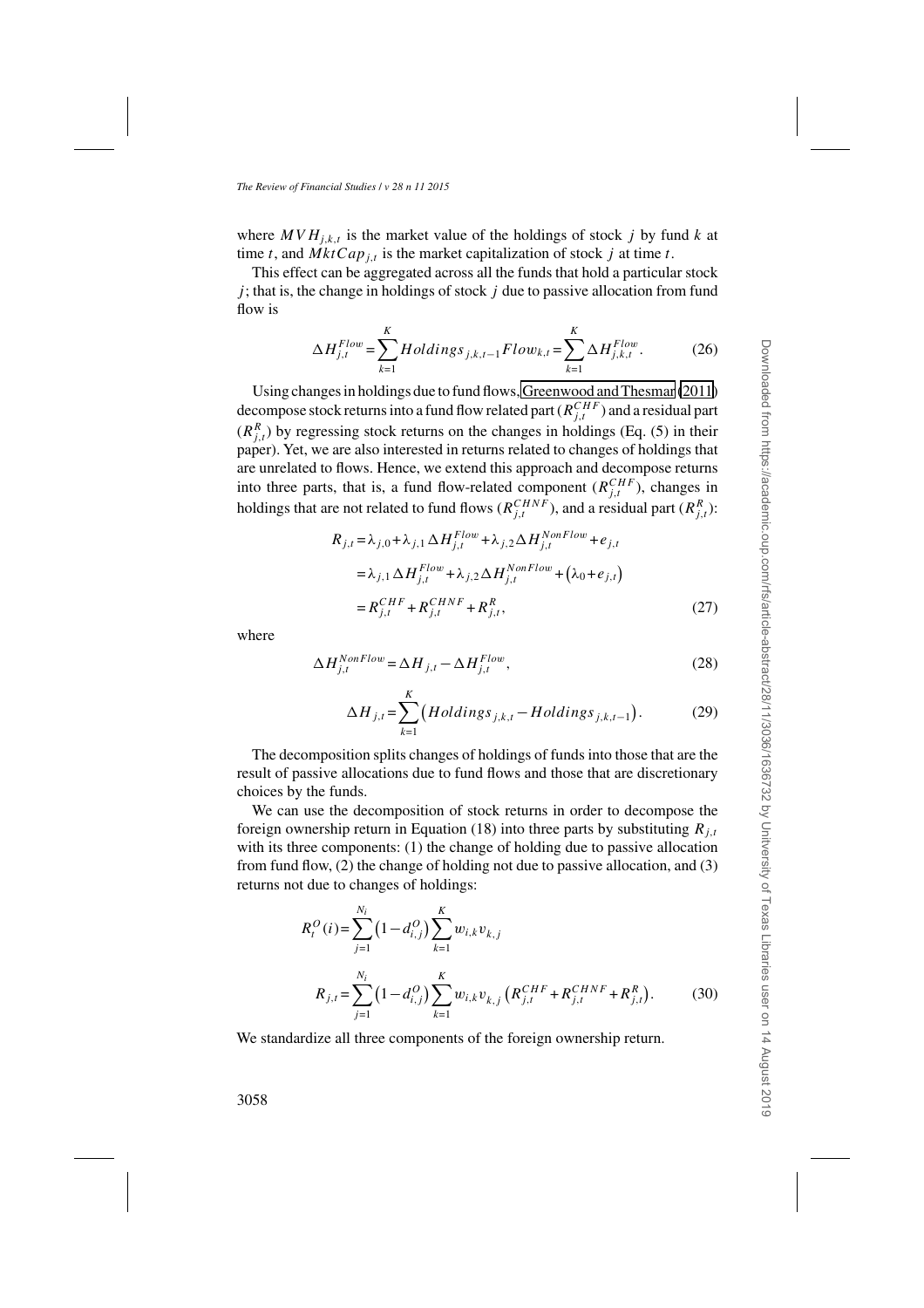where $MVH_{j,k,t}$ is the market value of the holdings of stock $j$ by fund $k$ at time $t$, and $MktCap_{j,t}$ is the market capitalization of stock $j$ at time $t$.

This effect can be aggregated across all the funds that hold a particular stock $j$; that is, the change in holdings of stock $j$ due to passive allocation from fund flow is

$$\Delta H_{j,t}^{Flow} = \sum_{k=1}^{K} Holdings_{j,k,t-1} Flow_{k,t} = \sum_{k=1}^{K} \Delta H_{j,k,t}^{Flow}. \tag{26}$$

Using changes in holdings due to fund flows, Greenwood and Thesmar (2011) decompose stock returns into a fund flow related part ($R_{j,t}^{CHF}$) and a residual part ($R_{j,t}^{R}$) by regressing stock returns on the changes in holdings (Eq. (5) in their paper). Yet, we are also interested in returns related to changes of holdings that are unrelated to flows. Hence, we extend this approach and decompose returns into three parts, that is, a fund flow-related component ($R_{j,t}^{CHF}$), changes in holdings that are not related to fund flows ($R_{j,t}^{CHNF}$), and a residual part ($R_{j,t}^{R}$):

$$\begin{aligned}
R_{j,t} &= \lambda_{j,0} + \lambda_{j,1} \Delta H_{j,t}^{Flow} + \lambda_{j,2} \Delta H_{j,t}^{NonFlow} + e_{j,t} \\
&= \lambda_{j,1} \Delta H_{j,t}^{Flow} + \lambda_{j,2} \Delta H_{j,t}^{NonFlow} + \left(\lambda_0 + e_{j,t}\right) \\
&= R_{j,t}^{CHF} + R_{j,t}^{CHNF} + R_{j,t}^{R},
\end{aligned} \tag{27}$$

where

$$\Delta H_{j,t}^{NonFlow} = \Delta H_{j,t} - \Delta H_{j,t}^{Flow}, \tag{28}$$

$$\Delta H_{j,t} = \sum_{k=1}^{K} \left( Holdings_{j,k,t} - Holdings_{j,k,t-1} \right). \tag{29}$$

The decomposition splits changes of holdings of funds into those that are the result of passive allocations due to fund flows and those that are discretionary choices by the funds.

We can use the decomposition of stock returns in order to decompose the foreign ownership return in Equation (18) into three parts by substituting $R_{j,t}$ with its three components: (1) the change of holding due to passive allocation from fund flow, (2) the change of holding not due to passive allocation, and (3) returns not due to changes of holdings:

$$\begin{aligned}
R_t^{O}(i) &= \sum_{j=1}^{N_i} \left(1 - d_{i,j}^{O}\right) \sum_{k=1}^{K} w_{i,k} v_{k,j} \\
R_{j,t} &= \sum_{j=1}^{N_i} \left(1 - d_{i,j}^{O}\right) \sum_{k=1}^{K} w_{i,k} v_{k,j} \left(R_{j,t}^{CHF} + R_{j,t}^{CHNF} + R_{j,t}^{R}\right).
\end{aligned} \tag{30}$$

We standardize all three components of the foreign ownership return.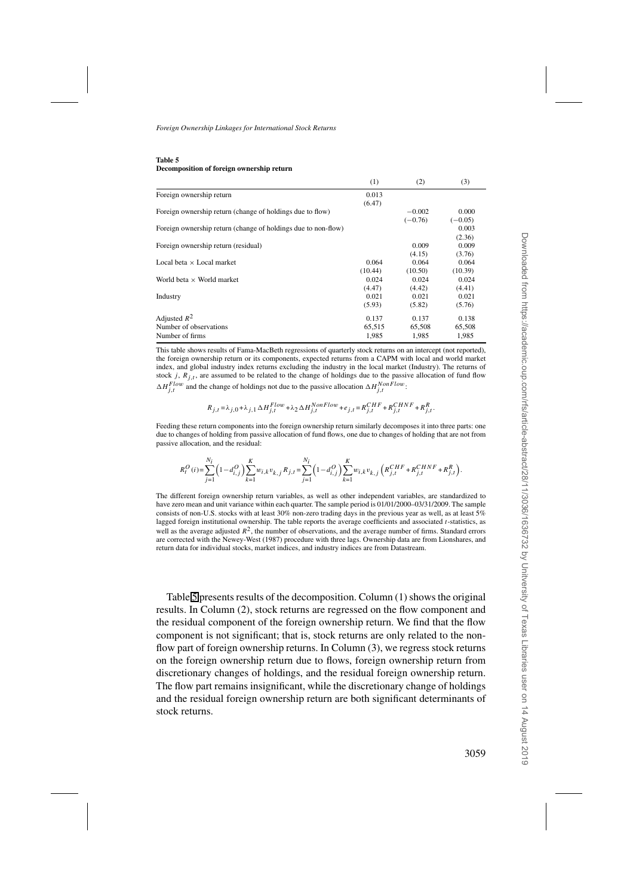**Table 5**
**Decomposition of foreign ownership return**

| | (1) | (2) | (3) |
|---|---|---|---|
| Foreign ownership return | 0.013 | | |
| | (6.47) | | |
| Foreign ownership return (change of holdings due to flow) | | −0.002 | 0.000 |
| | | (−0.76) | (−0.05) |
| Foreign ownership return (change of holdings due to non-flow) | | | 0.003 |
| | | | (2.36) |
| Foreign ownership return (residual) | | 0.009 | 0.009 |
| | | (4.15) | (3.76) |
| Local beta × Local market | 0.064 | 0.064 | 0.064 |
| | (10.44) | (10.50) | (10.39) |
| World beta × World market | 0.024 | 0.024 | 0.024 |
| | (4.47) | (4.42) | (4.41) |
| Industry | 0.021 | 0.021 | 0.021 |
| | (5.93) | (5.82) | (5.76) |
| Adjusted $R^2$ | 0.137 | 0.137 | 0.138 |
| Number of observations | 65,515 | 65,508 | 65,508 |
| Number of firms | 1,985 | 1,985 | 1,985 |

This table shows results of Fama-MacBeth regressions of quarterly stock returns on an intercept (not reported), the foreign ownership return or its components, expected returns from a CAPM with local and world market index, and global industry index returns excluding the industry in the local market (Industry). The returns of stock $j$, $R_{j,t}$, are assumed to be related to the change of holdings due to the passive allocation of fund flow $\Delta H_{j,t}^{Flow}$ and the change of holdings not due to the passive allocation $\Delta H_{j,t}^{NonFlow}$:

$$R_{j,t} = \lambda_{j,0} + \lambda_{j,1} \Delta H_{j,t}^{Flow} + \lambda_2 \Delta H_{j,t}^{NonFlow} + e_{j,t} = R_{j,t}^{CHF} + R_{j,t}^{CHNF} + R_{j,t}^{R}.$$

Feeding these return components into the foreign ownership return similarly decomposes it into three parts: one due to changes of holding from passive allocation of fund flows, one due to changes of holding that are not from passive allocation, and the residual:

$$R_t^O(i) = \sum_{j=1}^{N_i} \left(1 - d_{i,j}^O\right) \sum_{k=1}^{K} w_{i,k} v_{k,j} R_{j,t} = \sum_{j=1}^{N_i} \left(1 - d_{i,j}^O\right) \sum_{k=1}^{K} w_{i,k} v_{k,j} \left(R_{j,t}^{CHF} + R_{j,t}^{CHNF} + R_{j,t}^{R}\right).$$

The different foreign ownership return variables, as well as other independent variables, are standardized to have zero mean and unit variance within each quarter. The sample period is 01/01/2000–03/31/2009. The sample consists of non-U.S. stocks with at least 30% non-zero trading days in the previous year as well, as at least 5% lagged foreign institutional ownership. The table reports the average coefficients and associated $t$-statistics, as well as the average adjusted $R^2$, the number of observations, and the average number of firms. Standard errors are corrected with the Newey-West (1987) procedure with three lags. Ownership data are from Lionshares, and return data for individual stocks, market indices, and industry indices are from Datastream.

Table 5 presents results of the decomposition. Column (1) shows the original results. In Column (2), stock returns are regressed on the flow component and the residual component of the foreign ownership return. We find that the flow component is not significant; that is, stock returns are only related to the non-flow part of foreign ownership returns. In Column (3), we regress stock returns on the foreign ownership return due to flows, foreign ownership return from discretionary changes of holdings, and the residual foreign ownership return. The flow part remains insignificant, while the discretionary change of holdings and the residual foreign ownership return are both significant determinants of stock returns.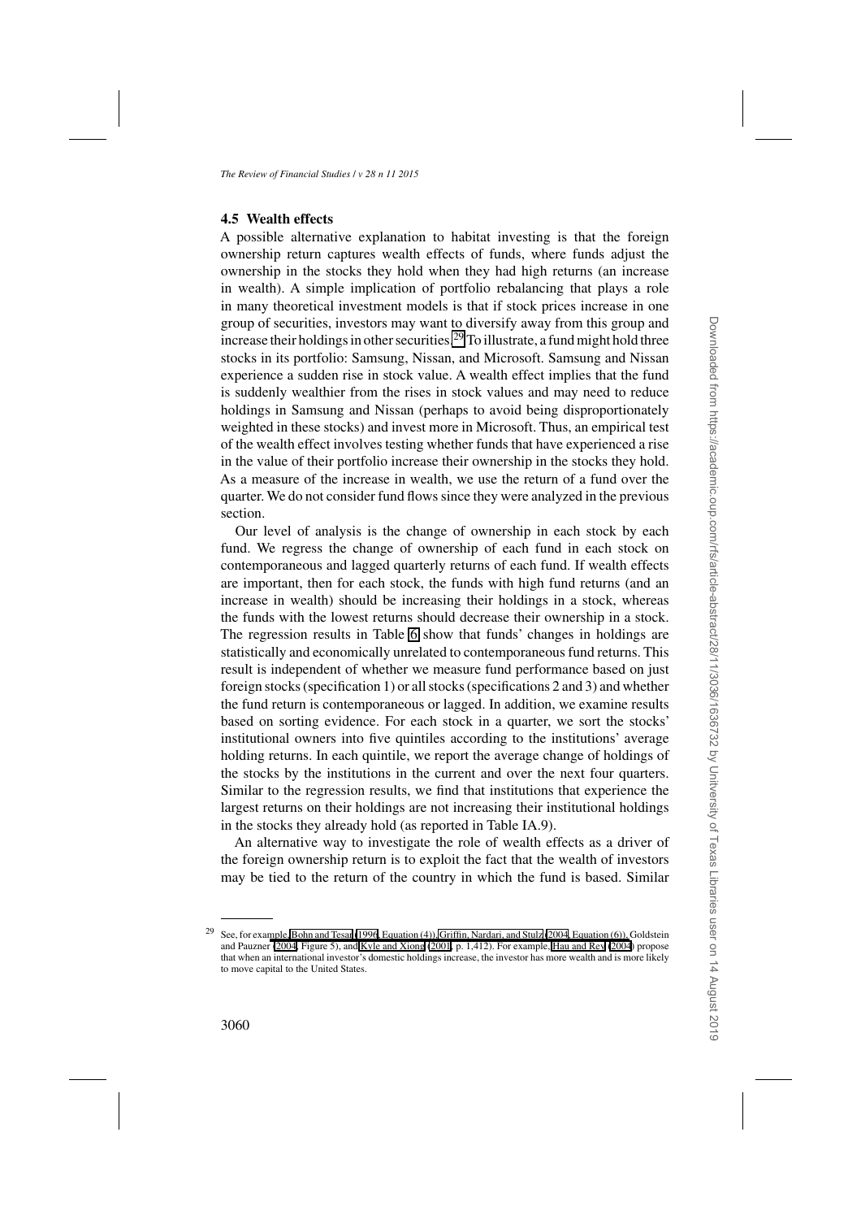### 4.5 Wealth effects

A possible alternative explanation to habitat investing is that the foreign ownership return captures wealth effects of funds, where funds adjust the ownership in the stocks they hold when they had high returns (an increase in wealth). A simple implication of portfolio rebalancing that plays a role in many theoretical investment models is that if stock prices increase in one group of securities, investors may want to diversify away from this group and increase their holdings in other securities.[29] To illustrate, a fund might hold three stocks in its portfolio: Samsung, Nissan, and Microsoft. Samsung and Nissan experience a sudden rise in stock value. A wealth effect implies that the fund is suddenly wealthier from the rises in stock values and may need to reduce holdings in Samsung and Nissan (perhaps to avoid being disproportionately weighted in these stocks) and invest more in Microsoft. Thus, an empirical test of the wealth effect involves testing whether funds that have experienced a rise in the value of their portfolio increase their ownership in the stocks they hold. As a measure of the increase in wealth, we use the return of a fund over the quarter. We do not consider fund flows since they were analyzed in the previous section.

Our level of analysis is the change of ownership in each stock by each fund. We regress the change of ownership of each fund in each stock on contemporaneous and lagged quarterly returns of each fund. If wealth effects are important, then for each stock, the funds with high fund returns (and an increase in wealth) should be increasing their holdings in a stock, whereas the funds with the lowest returns should decrease their ownership in a stock. The regression results in Table 6 show that funds' changes in holdings are statistically and economically unrelated to contemporaneous fund returns. This result is independent of whether we measure fund performance based on just foreign stocks (specification 1) or all stocks (specifications 2 and 3) and whether the fund return is contemporaneous or lagged. In addition, we examine results based on sorting evidence. For each stock in a quarter, we sort the stocks' institutional owners into five quintiles according to the institutions' average holding returns. In each quintile, we report the average change of holdings of the stocks by the institutions in the current and over the next four quarters. Similar to the regression results, we find that institutions that experience the largest returns on their holdings are not increasing their institutional holdings in the stocks they already hold (as reported in Table IA.9).

An alternative way to investigate the role of wealth effects as a driver of the foreign ownership return is to exploit the fact that the wealth of investors may be tied to the return of the country in which the fund is based. Similar

---

[29] See, for example, Bohn and Tesar (1996, Equation (4)), Griffin, Nardari, and Stulz (2004, Equation (6)), Goldstein and Pauzner (2004, Figure 5), and Kyle and Xiong (2001, p. 1,412). For example, Hau and Rey (2004) propose that when an international investor's domestic holdings increase, the investor has more wealth and is more likely to move capital to the United States.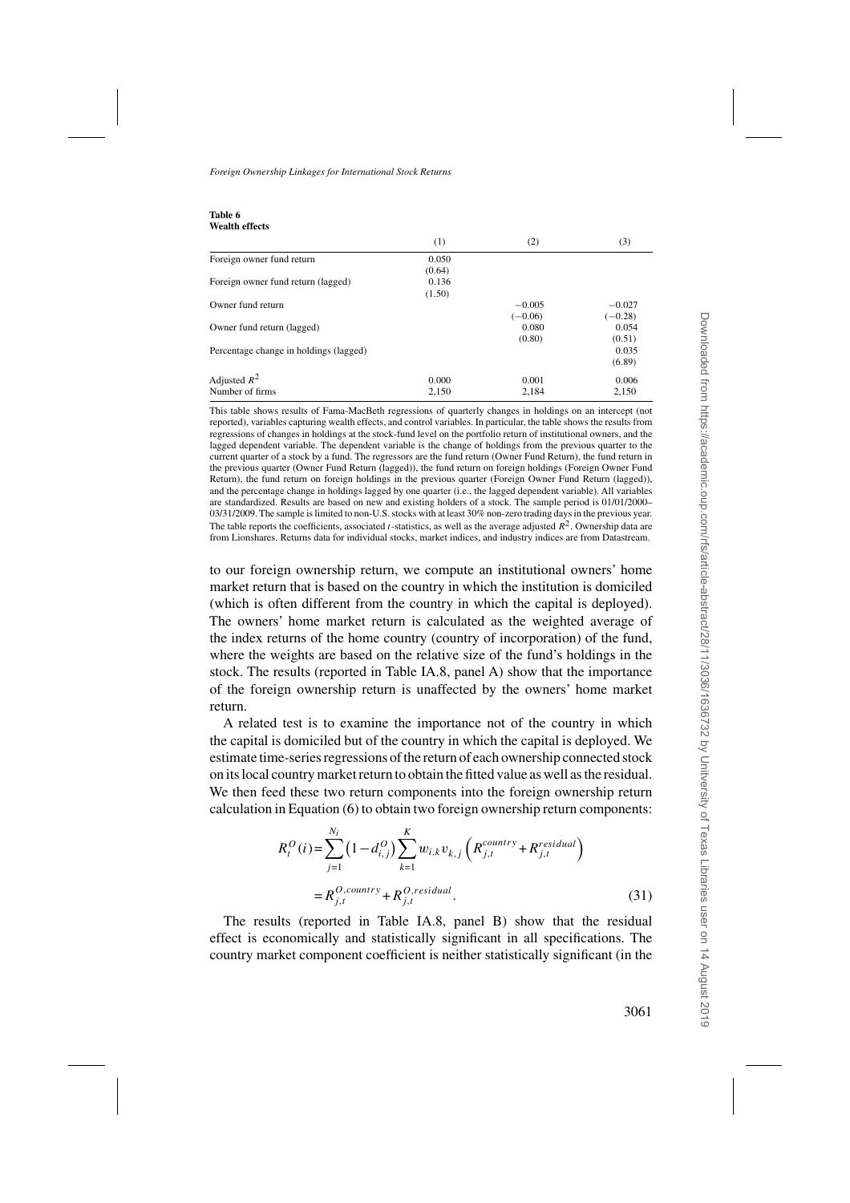**Table 6**
**Wealth effects**

| | (1) | (2) | (3) |
|---|---|---|---|
| Foreign owner fund return | 0.050 | | |
| | (0.64) | | |
| Foreign owner fund return (lagged) | 0.136 | | |
| | (1.50) | | |
| Owner fund return | | −0.005 | −0.027 |
| | | (−0.06) | (−0.28) |
| Owner fund return (lagged) | | 0.080 | 0.054 |
| | | (0.80) | (0.51) |
| Percentage change in holdings (lagged) | | | 0.035 |
| | | | (6.89) |
| Adjusted $R^2$ | 0.000 | 0.001 | 0.006 |
| Number of firms | 2,150 | 2,184 | 2,150 |

This table shows results of Fama-MacBeth regressions of quarterly changes in holdings on an intercept (not reported), variables capturing wealth effects, and control variables. In particular, the table shows the results from regressions of changes in holdings at the stock-fund level on the portfolio return of institutional owners, and the lagged dependent variable. The dependent variable is the change of holdings from the previous quarter to the current quarter of a stock by a fund. The regressors are the fund return (Owner Fund Return), the fund return in the previous quarter (Owner Fund Return (lagged)), the fund return on foreign holdings (Foreign Owner Fund Return), the fund return on foreign holdings in the previous quarter (Foreign Owner Fund Return (lagged)), and the percentage change in holdings lagged by one quarter (i.e., the lagged dependent variable). All variables are standardized. Results are based on new and existing holders of a stock. The sample period is 01/01/2000–03/31/2009. The sample is limited to non-U.S. stocks with at least 30% non-zero trading days in the previous year. The table reports the coefficients, associated $t$-statistics, as well as the average adjusted $R^2$. Ownership data are from Lionshares. Returns data for individual stocks, market indices, and industry indices are from Datastream.

to our foreign ownership return, we compute an institutional owners' home market return that is based on the country in which the institution is domiciled (which is often different from the country in which the capital is deployed). The owners' home market return is calculated as the weighted average of the index returns of the home country (country of incorporation) of the fund, where the weights are based on the relative size of the fund's holdings in the stock. The results (reported in Table IA.8, panel A) show that the importance of the foreign ownership return is unaffected by the owners' home market return.

A related test is to examine the importance not of the country in which the capital is domiciled but of the country in which the capital is deployed. We estimate time-series regressions of the return of each ownership connected stock on its local country market return to obtain the fitted value as well as the residual. We then feed these two return components into the foreign ownership return calculation in Equation (6) to obtain two foreign ownership return components:

$$R_t^O(i) = \sum_{j=1}^{N_i} \left(1 - d_{i,j}^O\right) \sum_{k=1}^{K} w_{i,k} v_{k,j} \left(R_{j,t}^{country} + R_{j,t}^{residual}\right)$$

$$= R_{j,t}^{O,country} + R_{j,t}^{O,residual}. \tag{31}$$

The results (reported in Table IA.8, panel B) show that the residual effect is economically and statistically significant in all specifications. The country market component coefficient is neither statistically significant (in the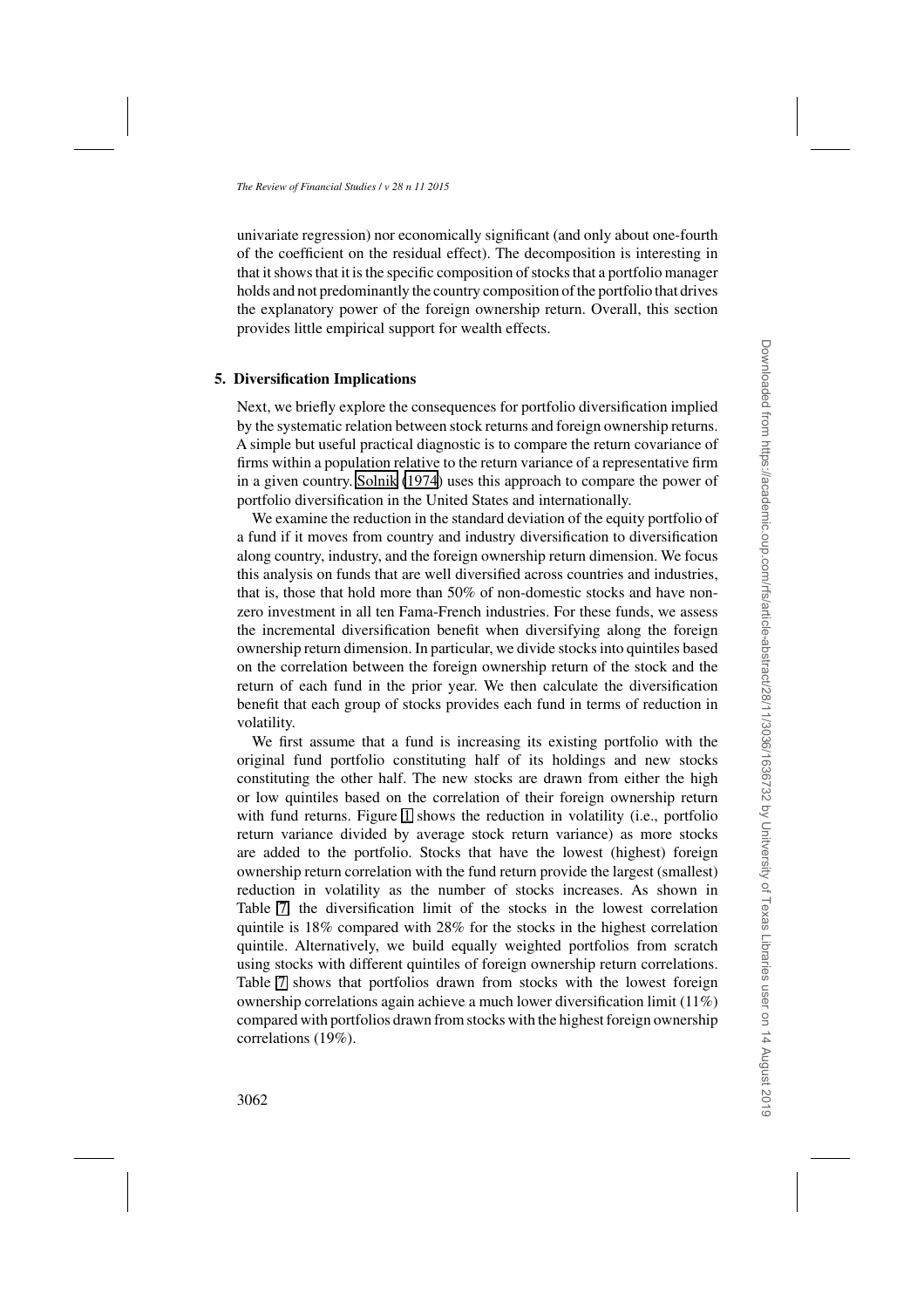univariate regression) nor economically significant (and only about one-fourth of the coefficient on the residual effect). The decomposition is interesting in that it shows that it is the specific composition of stocks that a portfolio manager holds and not predominantly the country composition of the portfolio that drives the explanatory power of the foreign ownership return. Overall, this section provides little empirical support for wealth effects.

## 5. Diversification Implications

Next, we briefly explore the consequences for portfolio diversification implied by the systematic relation between stock returns and foreign ownership returns. A simple but useful practical diagnostic is to compare the return covariance of firms within a population relative to the return variance of a representative firm in a given country. Solnik (1974) uses this approach to compare the power of portfolio diversification in the United States and internationally.

We examine the reduction in the standard deviation of the equity portfolio of a fund if it moves from country and industry diversification to diversification along country, industry, and the foreign ownership return dimension. We focus this analysis on funds that are well diversified across countries and industries, that is, those that hold more than 50% of non-domestic stocks and have non-zero investment in all ten Fama-French industries. For these funds, we assess the incremental diversification benefit when diversifying along the foreign ownership return dimension. In particular, we divide stocks into quintiles based on the correlation between the foreign ownership return of the stock and the return of each fund in the prior year. We then calculate the diversification benefit that each group of stocks provides each fund in terms of reduction in volatility.

We first assume that a fund is increasing its existing portfolio with the original fund portfolio constituting half of its holdings and new stocks constituting the other half. The new stocks are drawn from either the high or low quintiles based on the correlation of their foreign ownership return with fund returns. Figure 1 shows the reduction in volatility (i.e., portfolio return variance divided by average stock return variance) as more stocks are added to the portfolio. Stocks that have the lowest (highest) foreign ownership return correlation with the fund return provide the largest (smallest) reduction in volatility as the number of stocks increases. As shown in Table 7, the diversification limit of the stocks in the lowest correlation quintile is 18% compared with 28% for the stocks in the highest correlation quintile. Alternatively, we build equally weighted portfolios from scratch using stocks with different quintiles of foreign ownership return correlations. Table 7 shows that portfolios drawn from stocks with the lowest foreign ownership correlations again achieve a much lower diversification limit (11%) compared with portfolios drawn from stocks with the highest foreign ownership correlations (19%).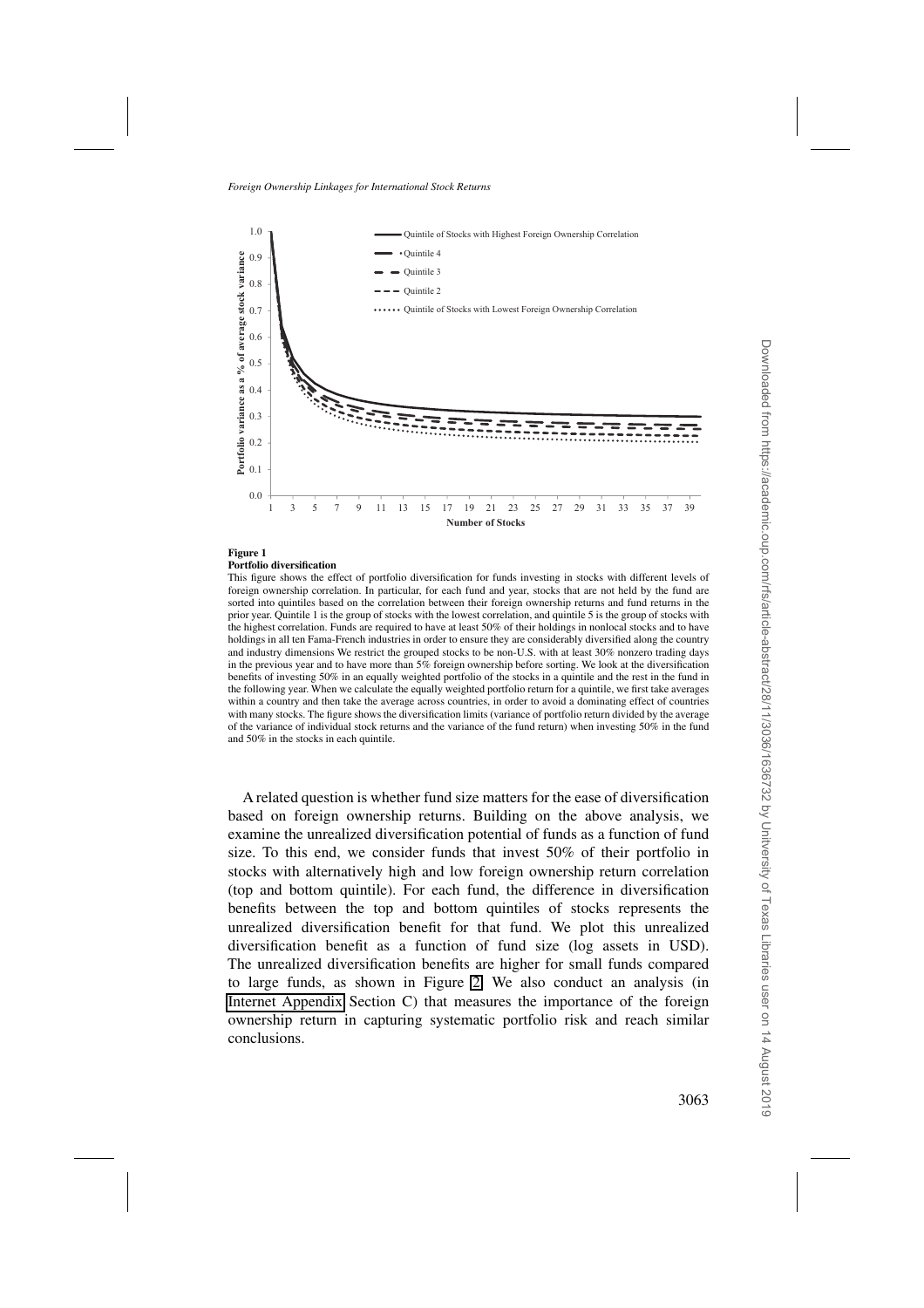**Figure 1**
**Portfolio diversification**

This figure shows the effect of portfolio diversification for funds investing in stocks with different levels of foreign ownership correlation. In particular, for each fund and year, stocks that are not held by the fund are sorted into quintiles based on the correlation between their foreign ownership returns and fund returns in the prior year. Quintile 1 is the group of stocks with the lowest correlation, and quintile 5 is the group of stocks with the highest correlation. Funds are required to have at least 50% of their holdings in nonlocal stocks and to have holdings in all ten Fama-French industries in order to ensure they are considerably diversified along the country and industry dimensions We restrict the grouped stocks to be non-U.S. with at least 30% nonzero trading days in the previous year and to have more than 5% foreign ownership before sorting. We look at the diversification benefits of investing 50% in an equally weighted portfolio of the stocks in a quintile and the rest in the fund in the following year. When we calculate the equally weighted portfolio return for a quintile, we first take averages within a country and then take the average across countries, in order to avoid a dominating effect of countries with many stocks. The figure shows the diversification limits (variance of portfolio return divided by the average of the variance of individual stock returns and the variance of the fund return) when investing 50% in the fund and 50% in the stocks in each quintile.

A related question is whether fund size matters for the ease of diversification based on foreign ownership returns. Building on the above analysis, we examine the unrealized diversification potential of funds as a function of fund size. To this end, we consider funds that invest 50% of their portfolio in stocks with alternatively high and low foreign ownership return correlation (top and bottom quintile). For each fund, the difference in diversification benefits between the top and bottom quintiles of stocks represents the unrealized diversification benefit for that fund. We plot this unrealized diversification benefit as a function of fund size (log assets in USD). The unrealized diversification benefits are higher for small funds compared to large funds, as shown in Figure 2. We also conduct an analysis (in Internet Appendix Section C) that measures the importance of the foreign ownership return in capturing systematic portfolio risk and reach similar conclusions.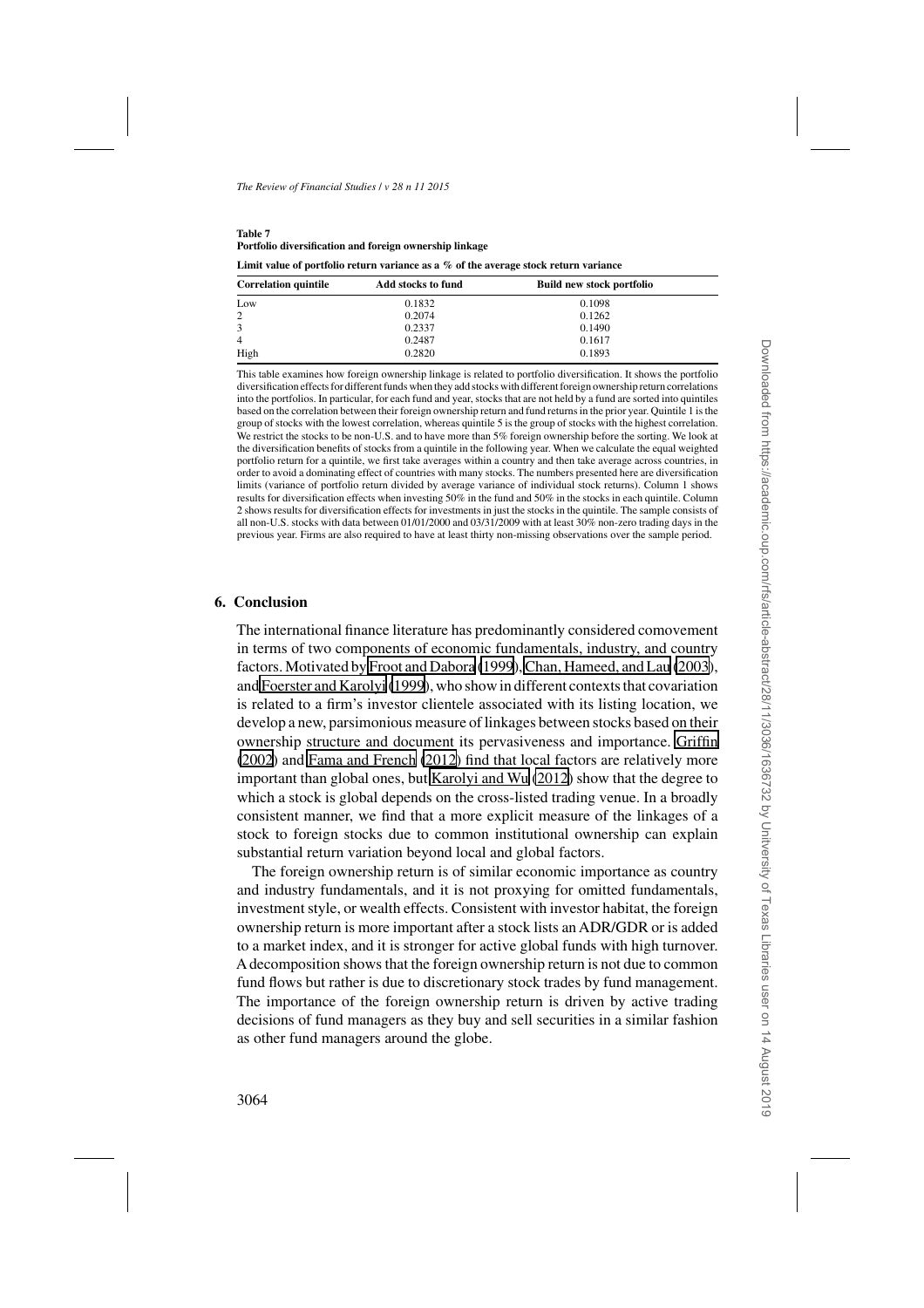**Table 7**
**Portfolio diversification and foreign ownership linkage**

**Limit value of portfolio return variance as a % of the average stock return variance**

| Correlation quintile | Add stocks to fund | Build new stock portfolio |
|---|---|---|
| Low | 0.1832 | 0.1098 |
| 2 | 0.2074 | 0.1262 |
| 3 | 0.2337 | 0.1490 |
| 4 | 0.2487 | 0.1617 |
| High | 0.2820 | 0.1893 |

This table examines how foreign ownership linkage is related to portfolio diversification. It shows the portfolio diversification effects for different funds when they add stocks with different foreign ownership return correlations into the portfolios. In particular, for each fund and year, stocks that are not held by a fund are sorted into quintiles based on the correlation between their foreign ownership return and fund returns in the prior year. Quintile 1 is the group of stocks with the lowest correlation, whereas quintile 5 is the group of stocks with the highest correlation. We restrict the stocks to be non-U.S. and to have more than 5% foreign ownership before the sorting. We look at the diversification benefits of stocks from a quintile in the following year. When we calculate the equal weighted portfolio return for a quintile, we first take averages within a country and then take average across countries, in order to avoid a dominating effect of countries with many stocks. The numbers presented here are diversification limits (variance of portfolio return divided by average variance of individual stock returns). Column 1 shows results for diversification effects when investing 50% in the fund and 50% in the stocks in each quintile. Column 2 shows results for diversification effects for investments in just the stocks in the quintile. The sample consists of all non-U.S. stocks with data between 01/01/2000 and 03/31/2009 with at least 30% non-zero trading days in the previous year. Firms are also required to have at least thirty non-missing observations over the sample period.

## 6. Conclusion

The international finance literature has predominantly considered comovement in terms of two components of economic fundamentals, industry, and country factors. Motivated by Froot and Dabora (1999), Chan, Hameed, and Lau (2003), and Foerster and Karolyi (1999), who show in different contexts that covariation is related to a firm's investor clientele associated with its listing location, we develop a new, parsimonious measure of linkages between stocks based on their ownership structure and document its pervasiveness and importance. Griffin (2002) and Fama and French (2012) find that local factors are relatively more important than global ones, but Karolyi and Wu (2012) show that the degree to which a stock is global depends on the cross-listed trading venue. In a broadly consistent manner, we find that a more explicit measure of the linkages of a stock to foreign stocks due to common institutional ownership can explain substantial return variation beyond local and global factors.

The foreign ownership return is of similar economic importance as country and industry fundamentals, and it is not proxying for omitted fundamentals, investment style, or wealth effects. Consistent with investor habitat, the foreign ownership return is more important after a stock lists an ADR/GDR or is added to a market index, and it is stronger for active global funds with high turnover. A decomposition shows that the foreign ownership return is not due to common fund flows but rather is due to discretionary stock trades by fund management. The importance of the foreign ownership return is driven by active trading decisions of fund managers as they buy and sell securities in a similar fashion as other fund managers around the globe.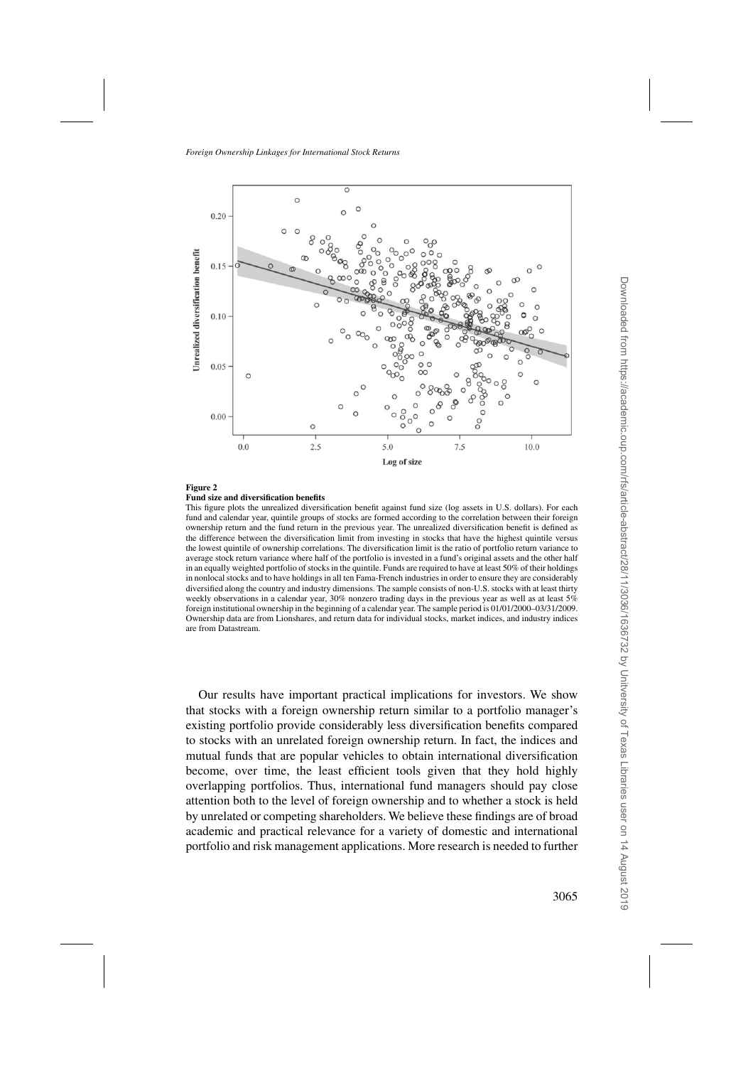**Figure 2**

**Fund size and diversification benefits**

This figure plots the unrealized diversification benefit against fund size (log assets in U.S. dollars). For each fund and calendar year, quintile groups of stocks are formed according to the correlation between their foreign ownership return and the fund return in the previous year. The unrealized diversification benefit is defined as the difference between the diversification limit from investing in stocks that have the highest quintile versus the lowest quintile of ownership correlations. The diversification limit is the ratio of portfolio return variance to average stock return variance where half of the portfolio is invested in a fund's original assets and the other half in an equally weighted portfolio of stocks in the quintile. Funds are required to have at least 50% of their holdings in nonlocal stocks and to have holdings in all ten Fama-French industries in order to ensure they are considerably diversified along the country and industry dimensions. The sample consists of non-U.S. stocks with at least thirty weekly observations in a calendar year, 30% nonzero trading days in the previous year as well as at least 5% foreign institutional ownership in the beginning of a calendar year. The sample period is 01/01/2000–03/31/2009. Ownership data are from Lionshares, and return data for individual stocks, market indices, and industry indices are from Datastream.

Our results have important practical implications for investors. We show that stocks with a foreign ownership return similar to a portfolio manager's existing portfolio provide considerably less diversification benefits compared to stocks with an unrelated foreign ownership return. In fact, the indices and mutual funds that are popular vehicles to obtain international diversification become, over time, the least efficient tools given that they hold highly overlapping portfolios. Thus, international fund managers should pay close attention both to the level of foreign ownership and to whether a stock is held by unrelated or competing shareholders. We believe these findings are of broad academic and practical relevance for a variety of domestic and international portfolio and risk management applications. More research is needed to further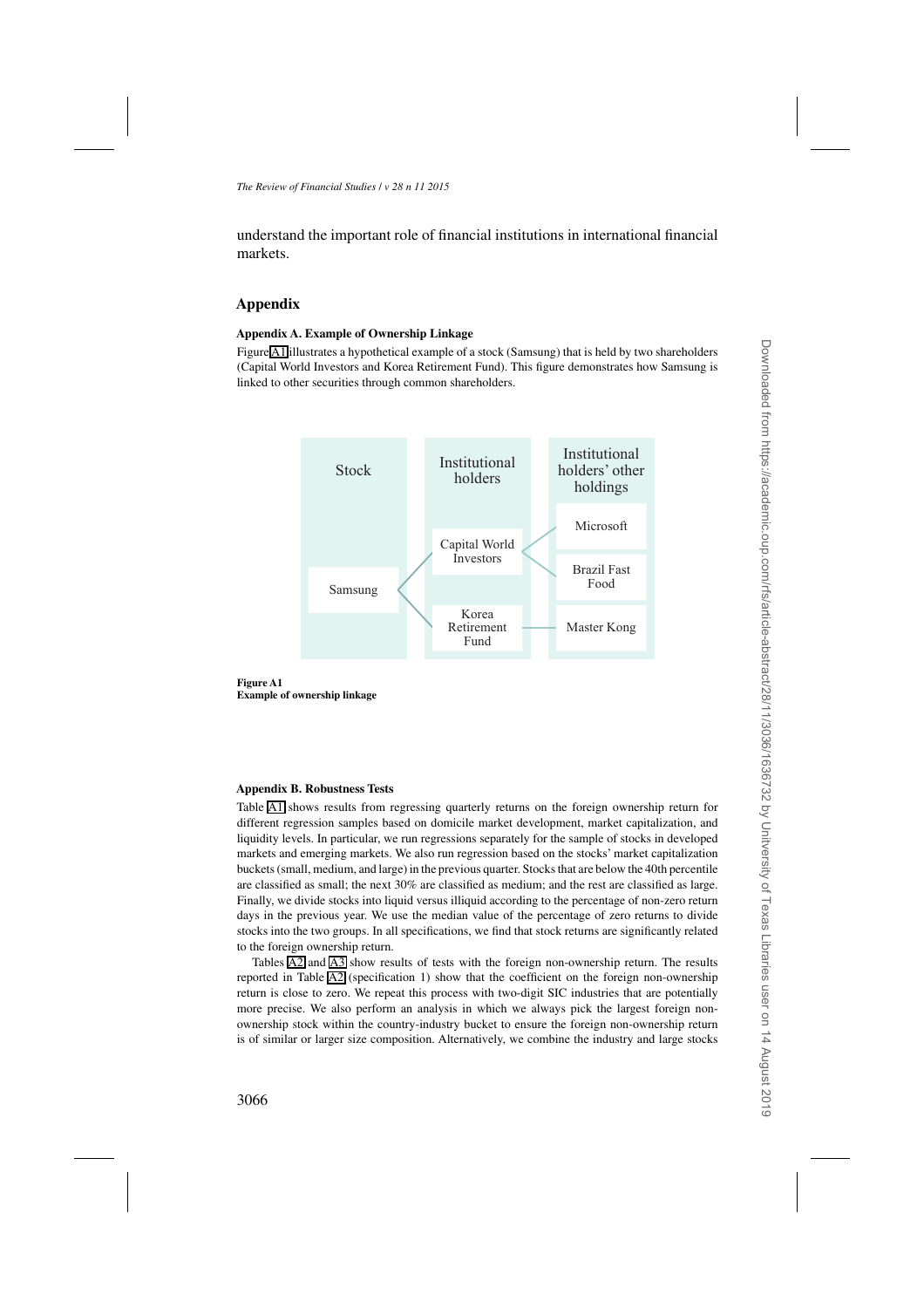understand the important role of financial institutions in international financial markets.

## Appendix

### Appendix A. Example of Ownership Linkage

Figure A1 illustrates a hypothetical example of a stock (Samsung) that is held by two shareholders (Capital World Investors and Korea Retirement Fund). This figure demonstrates how Samsung is linked to other securities through common shareholders.

| Stock | Institutional holders | Institutional holders' other holdings |
|---|---|---|
| Samsung | Capital World Investors | Microsoft |
| | | Brazil Fast Food |
| | Korea Retirement Fund | Master Kong |

**Figure A1**
**Example of ownership linkage**

### Appendix B. Robustness Tests

Table A1 shows results from regressing quarterly returns on the foreign ownership return for different regression samples based on domicile market development, market capitalization, and liquidity levels. In particular, we run regressions separately for the sample of stocks in developed markets and emerging markets. We also run regression based on the stocks' market capitalization buckets (small, medium, and large) in the previous quarter. Stocks that are below the 40th percentile are classified as small; the next 30% are classified as medium; and the rest are classified as large. Finally, we divide stocks into liquid versus illiquid according to the percentage of non-zero return days in the previous year. We use the median value of the percentage of zero returns to divide stocks into the two groups. In all specifications, we find that stock returns are significantly related to the foreign ownership return.

Tables A2 and A3 show results of tests with the foreign non-ownership return. The results reported in Table A2 (specification 1) show that the coefficient on the foreign non-ownership return is close to zero. We repeat this process with two-digit SIC industries that are potentially more precise. We also perform an analysis in which we always pick the largest foreign non-ownership stock within the country-industry bucket to ensure the foreign non-ownership return is of similar or larger size composition. Alternatively, we combine the industry and large stocks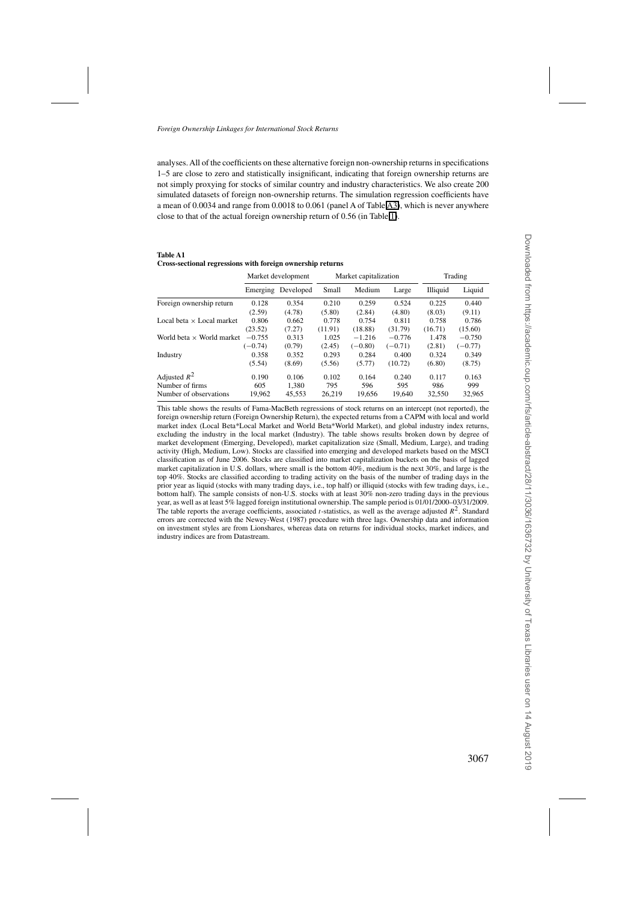analyses. All of the coefficients on these alternative foreign non-ownership returns in specifications 1–5 are close to zero and statistically insignificant, indicating that foreign ownership returns are not simply proxying for stocks of similar country and industry characteristics. We also create 200 simulated datasets of foreign non-ownership returns. The simulation regression coefficients have a mean of 0.0034 and range from 0.0018 to 0.061 (panel A of Table A3), which is never anywhere close to that of the actual foreign ownership return of 0.56 (in Table 1).

**Table A1**
**Cross-sectional regressions with foreign ownership returns**

| | Market development | | Market capitalization | | | Trading | |
|---|---|---|---|---|---|---|---|
| | Emerging | Developed | Small | Medium | Large | Illiquid | Liquid |
| Foreign ownership return | 0.128 | 0.354 | 0.210 | 0.259 | 0.524 | 0.225 | 0.440 |
| | (2.59) | (4.78) | (5.80) | (2.84) | (4.80) | (8.03) | (9.11) |
| Local beta × Local market | 0.806 | 0.662 | 0.778 | 0.754 | 0.811 | 0.758 | 0.786 |
| | (23.52) | (7.27) | (11.91) | (18.88) | (31.79) | (16.71) | (15.60) |
| World beta × World market | −0.755 | 0.313 | 1.025 | −1.216 | −0.776 | 1.478 | −0.750 |
| | (−0.74) | (0.79) | (2.45) | (−0.80) | (−0.71) | (2.81) | (−0.77) |
| Industry | 0.358 | 0.352 | 0.293 | 0.284 | 0.400 | 0.324 | 0.349 |
| | (5.54) | (8.69) | (5.56) | (5.77) | (10.72) | (6.80) | (8.75) |
| Adjusted $R^2$ | 0.190 | 0.106 | 0.102 | 0.164 | 0.240 | 0.117 | 0.163 |
| Number of firms | 605 | 1,380 | 795 | 596 | 595 | 986 | 999 |
| Number of observations | 19,962 | 45,553 | 26,219 | 19,656 | 19,640 | 32,550 | 32,965 |

This table shows the results of Fama-MacBeth regressions of stock returns on an intercept (not reported), the foreign ownership return (Foreign Ownership Return), the expected returns from a CAPM with local and world market index (Local Beta\*Local Market and World Beta\*World Market), and global industry index returns, excluding the industry in the local market (Industry). The table shows results broken down by degree of market development (Emerging, Developed), market capitalization size (Small, Medium, Large), and trading activity (High, Medium, Low). Stocks are classified into emerging and developed markets based on the MSCI classification as of June 2006. Stocks are classified into market capitalization buckets on the basis of lagged market capitalization in U.S. dollars, where small is the bottom 40%, medium is the next 30%, and large is the top 40%. Stocks are classified according to trading activity on the basis of the number of trading days in the prior year as liquid (stocks with many trading days, i.e., top half) or illiquid (stocks with few trading days, i.e., bottom half). The sample consists of non-U.S. stocks with at least 30% non-zero trading days in the previous year, as well as at least 5% lagged foreign institutional ownership. The sample period is 01/01/2000–03/31/2009. The table reports the average coefficients, associated $t$-statistics, as well as the average adjusted $R^2$. Standard errors are corrected with the Newey-West (1987) procedure with three lags. Ownership data and information on investment styles are from Lionshares, whereas data on returns for individual stocks, market indices, and industry indices are from Datastream.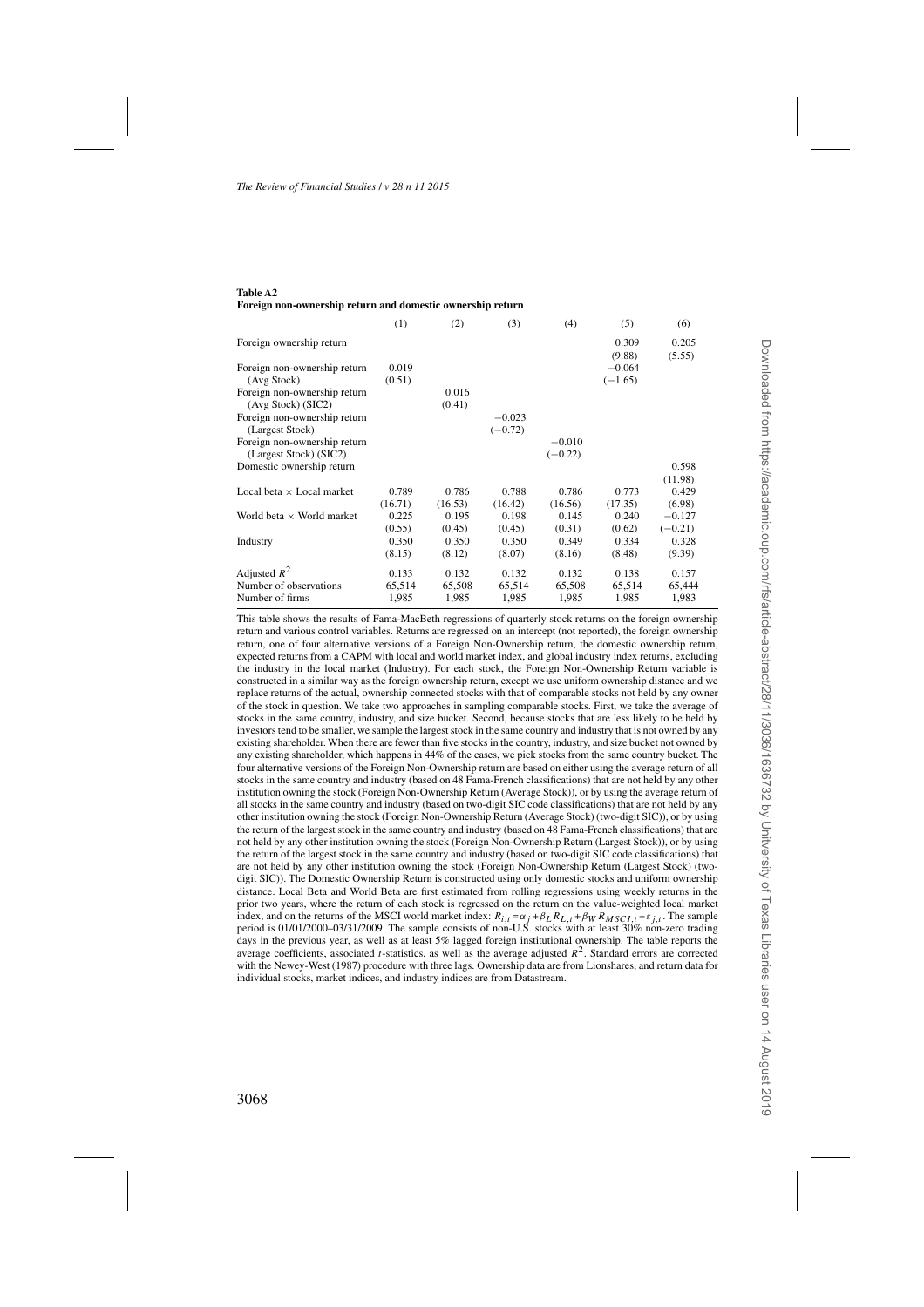**Table A2**
**Foreign non-ownership return and domestic ownership return**

| | (1) | (2) | (3) | (4) | (5) | (6) |
|---|---|---|---|---|---|---|
| Foreign ownership return | | | | | 0.309 | 0.205 |
| | | | | | (9.88) | (5.55) |
| Foreign non-ownership return | 0.019 | | | | −0.064 | |
| (Avg Stock) | (0.51) | | | | (−1.65) | |
| Foreign non-ownership return | | 0.016 | | | | |
| (Avg Stock) (SIC2) | | (0.41) | | | | |
| Foreign non-ownership return | | | −0.023 | | | |
| (Largest Stock) | | | (−0.72) | | | |
| Foreign non-ownership return | | | | −0.010 | | |
| (Largest Stock) (SIC2) | | | | (−0.22) | | |
| Domestic ownership return | | | | | | 0.598 |
| | | | | | | (11.98) |
| Local beta × Local market | 0.789 | 0.786 | 0.788 | 0.786 | 0.773 | 0.429 |
| | (16.71) | (16.53) | (16.42) | (16.56) | (17.35) | (6.98) |
| World beta × World market | 0.225 | 0.195 | 0.198 | 0.145 | 0.240 | −0.127 |
| | (0.55) | (0.45) | (0.45) | (0.31) | (0.62) | (−0.21) |
| Industry | 0.350 | 0.350 | 0.350 | 0.349 | 0.334 | 0.328 |
| | (8.15) | (8.12) | (8.07) | (8.16) | (8.48) | (9.39) |
| Adjusted $R^2$ | 0.133 | 0.132 | 0.132 | 0.132 | 0.138 | 0.157 |
| Number of observations | 65,514 | 65,508 | 65,514 | 65,508 | 65,514 | 65,444 |
| Number of firms | 1,985 | 1,985 | 1,985 | 1,985 | 1,985 | 1,983 |

This table shows the results of Fama-MacBeth regressions of quarterly stock returns on the foreign ownership return and various control variables. Returns are regressed on an intercept (not reported), the foreign ownership return, one of four alternative versions of a Foreign Non-Ownership return, the domestic ownership return, expected returns from a CAPM with local and world market index, and global industry index returns, excluding the industry in the local market (Industry). For each stock, the Foreign Non-Ownership Return variable is constructed in a similar way as the foreign ownership return, except we use uniform ownership distance and we replace returns of the actual, ownership connected stocks with that of comparable stocks not held by any owner of the stock in question. We take two approaches in sampling comparable stocks. First, we take the average of stocks in the same country, industry, and size bucket. Second, because stocks that are less likely to be held by investors tend to be smaller, we sample the largest stock in the same country and industry that is not owned by any existing shareholder. When there are fewer than five stocks in the country, industry, and size bucket not owned by any existing shareholder, which happens in 44% of the cases, we pick stocks from the same country bucket. The four alternative versions of the Foreign Non-Ownership return are based on either using the average return of all stocks in the same country and industry (based on 48 Fama-French classifications) that are not held by any other institution owning the stock (Foreign Non-Ownership Return (Average Stock)), or by using the average return of all stocks in the same country and industry (based on two-digit SIC code classifications) that are not held by any other institution owning the stock (Foreign Non-Ownership Return (Average Stock) (two-digit SIC)), or by using the return of the largest stock in the same country and industry (based on 48 Fama-French classifications) that are not held by any other institution owning the stock (Foreign Non-Ownership Return (Largest Stock)), or by using the return of the largest stock in the same country and industry (based on two-digit SIC code classifications) that are not held by any other institution owning the stock (Foreign Non-Ownership Return (Largest Stock) (two-digit SIC)). The Domestic Ownership Return is constructed using only domestic stocks and uniform ownership distance. Local Beta and World Beta are first estimated from rolling regressions using weekly returns in the prior two years, where the return of each stock is regressed on the return on the value-weighted local market index, and on the returns of the MSCI world market index: $R_{i,t} = \alpha_j + \beta_L R_{L,t} + \beta_W R_{MSCI,t} + \varepsilon_{j,t}$. The sample period is 01/01/2000–03/31/2009. The sample consists of non-U.S. stocks with at least 30% non-zero trading days in the previous year, as well as at least 5% lagged foreign institutional ownership. The table reports the average coefficients, associated $t$-statistics, as well as the average adjusted $R^2$. Standard errors are corrected with the Newey-West (1987) procedure with three lags. Ownership data are from Lionshares, and return data for individual stocks, market indices, and industry indices are from Datastream.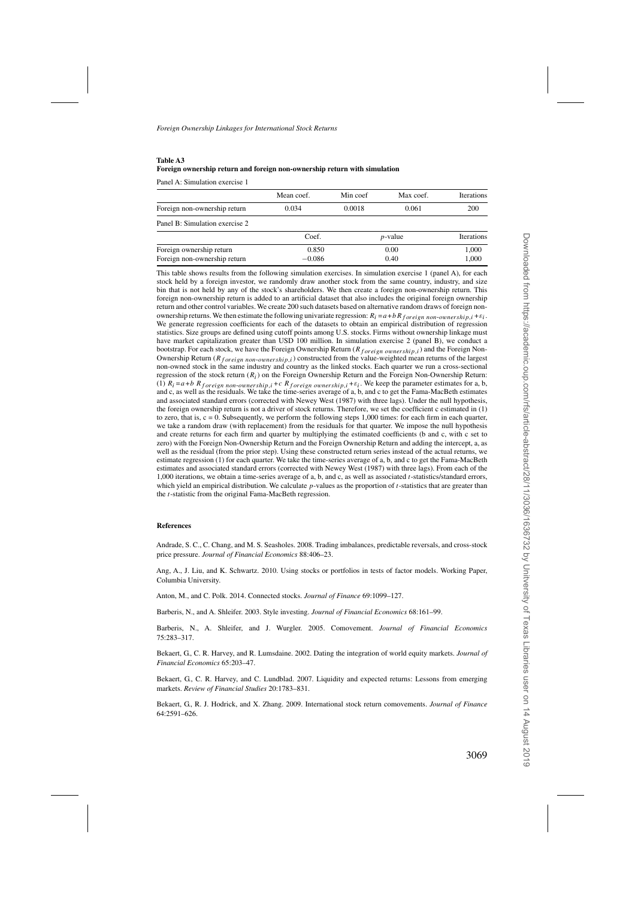**Table A3**
**Foreign ownership return and foreign non-ownership return with simulation**

Panel A: Simulation exercise 1

| | Mean coef. | Min coef | Max coef. | Iterations |
|---|---|---|---|---|
| Foreign non-ownership return | 0.034 | 0.0018 | 0.061 | 200 |

Panel B: Simulation exercise 2

| | Coef. | $p$-value | Iterations |
|---|---|---|---|
| Foreign ownership return | 0.850 | 0.00 | 1,000 |
| Foreign non-ownership return | −0.086 | 0.40 | 1,000 |

This table shows results from the following simulation exercises. In simulation exercise 1 (panel A), for each stock held by a foreign investor, we randomly draw another stock from the same country, industry, and size bin that is not held by any of the stock's shareholders. We then create a foreign non-ownership return. This foreign non-ownership return is added to an artificial dataset that also includes the original foreign ownership return and other control variables. We create 200 such datasets based on alternative random draws of foreign non-ownership returns. We then estimate the following univariate regression: $R_i = a + bR_{foreign\ non\text{-}ownership,i} + \varepsilon_i$. We generate regression coefficients for each of the datasets to obtain an empirical distribution of regression statistics. Size groups are defined using cutoff points among U.S. stocks. Firms without ownership linkage must have market capitalization greater than USD 100 million. In simulation exercise 2 (panel B), we conduct a bootstrap. For each stock, we have the Foreign Ownership Return ($R_{foreign\ ownership,i}$) and the Foreign Non-Ownership Return ($R_{foreign\ non\text{-}ownership,i}$) constructed from the value-weighted mean returns of the largest non-owned stock in the same industry and country as the linked stocks. Each quarter we run a cross-sectional regression of the stock return ($R_i$) on the Foreign Ownership Return and the Foreign Non-Ownership Return: (1) $R_i = a + b\ R_{foreign\ non\text{-}ownership,i} + c\ R_{foreign\ ownership,i} + \varepsilon_i$. We keep the parameter estimates for a, b, and c, as well as the residuals. We take the time-series average of a, b, and c to get the Fama-MacBeth estimates and associated standard errors (corrected with Newey West (1987) with three lags). Under the null hypothesis, the foreign ownership return is not a driver of stock returns. Therefore, we set the coefficient c estimated in (1) to zero, that is, c = 0. Subsequently, we perform the following steps 1,000 times: for each firm in each quarter, we take a random draw (with replacement) from the residuals for that quarter. We impose the null hypothesis and create returns for each firm and quarter by multiplying the estimated coefficients (b and c, with c set to zero) with the Foreign Non-Ownership Return and the Foreign Ownership Return and adding the intercept, a, as well as the residual (from the prior step). Using these constructed return series instead of the actual returns, we estimate regression (1) for each quarter. We take the time-series average of a, b, and c to get the Fama-MacBeth estimates and associated standard errors (corrected with Newey West (1987) with three lags). From each of the 1,000 iterations, we obtain a time-series average of a, b, and c, as well as associated $t$-statistics/standard errors, which yield an empirical distribution. We calculate $p$-values as the proportion of $t$-statistics that are greater than the $t$-statistic from the original Fama-MacBeth regression.

## References

Andrade, S. C., C. Chang, and M. S. Seasholes. 2008. Trading imbalances, predictable reversals, and cross-stock price pressure. *Journal of Financial Economics* 88:406–23.

Ang, A., J. Liu, and K. Schwartz. 2010. Using stocks or portfolios in tests of factor models. Working Paper, Columbia University.

Anton, M., and C. Polk. 2014. Connected stocks. *Journal of Finance* 69:1099–127.

Barberis, N., and A. Shleifer. 2003. Style investing. *Journal of Financial Economics* 68:161–99.

Barberis, N., A. Shleifer, and J. Wurgler. 2005. Comovement. *Journal of Financial Economics* 75:283–317.

Bekaert, G., C. R. Harvey, and R. Lumsdaine. 2002. Dating the integration of world equity markets. *Journal of Financial Economics* 65:203–47.

Bekaert, G., C. R. Harvey, and C. Lundblad. 2007. Liquidity and expected returns: Lessons from emerging markets. *Review of Financial Studies* 20:1783–831.

Bekaert, G., R. J. Hodrick, and X. Zhang. 2009. International stock return comovements. *Journal of Finance* 64:2591–626.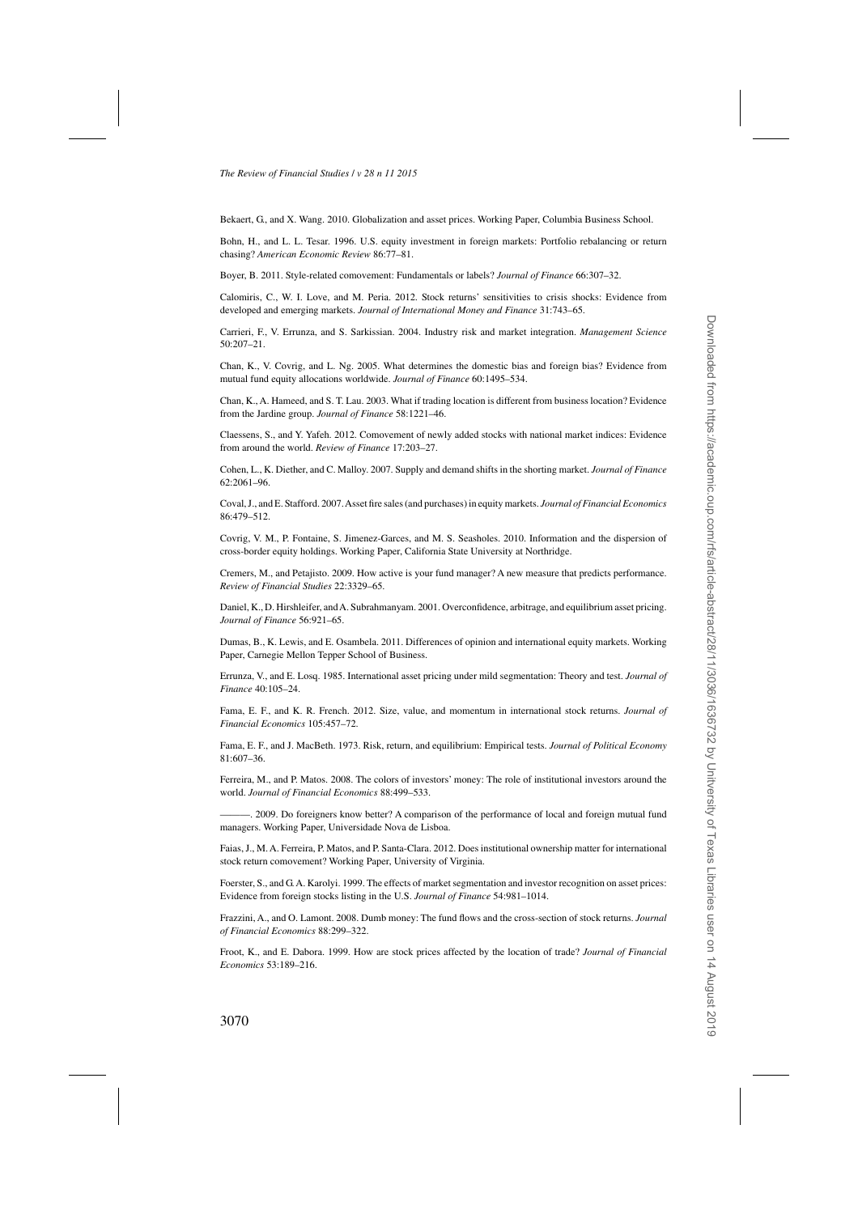Bekaert, G., and X. Wang. 2010. Globalization and asset prices. Working Paper, Columbia Business School.

Bohn, H., and L. L. Tesar. 1996. U.S. equity investment in foreign markets: Portfolio rebalancing or return chasing? *American Economic Review* 86:77–81.

Boyer, B. 2011. Style-related comovement: Fundamentals or labels? *Journal of Finance* 66:307–32.

Calomiris, C., W. I. Love, and M. Peria. 2012. Stock returns' sensitivities to crisis shocks: Evidence from developed and emerging markets. *Journal of International Money and Finance* 31:743–65.

Carrieri, F., V. Errunza, and S. Sarkissian. 2004. Industry risk and market integration. *Management Science* 50:207–21.

Chan, K., V. Covrig, and L. Ng. 2005. What determines the domestic bias and foreign bias? Evidence from mutual fund equity allocations worldwide. *Journal of Finance* 60:1495–534.

Chan, K., A. Hameed, and S. T. Lau. 2003. What if trading location is different from business location? Evidence from the Jardine group. *Journal of Finance* 58:1221–46.

Claessens, S., and Y. Yafeh. 2012. Comovement of newly added stocks with national market indices: Evidence from around the world. *Review of Finance* 17:203–27.

Cohen, L., K. Diether, and C. Malloy. 2007. Supply and demand shifts in the shorting market. *Journal of Finance* 62:2061–96.

Coval, J., and E. Stafford. 2007. Asset fire sales (and purchases) in equity markets. *Journal of Financial Economics* 86:479–512.

Covrig, V. M., P. Fontaine, S. Jimenez-Garces, and M. S. Seasholes. 2010. Information and the dispersion of cross-border equity holdings. Working Paper, California State University at Northridge.

Cremers, M., and Petajisto. 2009. How active is your fund manager? A new measure that predicts performance. *Review of Financial Studies* 22:3329–65.

Daniel, K., D. Hirshleifer, and A. Subrahmanyam. 2001. Overconfidence, arbitrage, and equilibrium asset pricing. *Journal of Finance* 56:921–65.

Dumas, B., K. Lewis, and E. Osambela. 2011. Differences of opinion and international equity markets. Working Paper, Carnegie Mellon Tepper School of Business.

Errunza, V., and E. Losq. 1985. International asset pricing under mild segmentation: Theory and test. *Journal of Finance* 40:105–24.

Fama, E. F., and K. R. French. 2012. Size, value, and momentum in international stock returns. *Journal of Financial Economics* 105:457–72.

Fama, E. F., and J. MacBeth. 1973. Risk, return, and equilibrium: Empirical tests. *Journal of Political Economy* 81:607–36.

Ferreira, M., and P. Matos. 2008. The colors of investors' money: The role of institutional investors around the world. *Journal of Financial Economics* 88:499–533.

———. 2009. Do foreigners know better? A comparison of the performance of local and foreign mutual fund managers. Working Paper, Universidade Nova de Lisboa.

Faias, J., M. A. Ferreira, P. Matos, and P. Santa-Clara. 2012. Does institutional ownership matter for international stock return comovement? Working Paper, University of Virginia.

Foerster, S., and G. A. Karolyi. 1999. The effects of market segmentation and investor recognition on asset prices: Evidence from foreign stocks listing in the U.S. *Journal of Finance* 54:981–1014.

Frazzini, A., and O. Lamont. 2008. Dumb money: The fund flows and the cross-section of stock returns. *Journal of Financial Economics* 88:299–322.

Froot, K., and E. Dabora. 1999. How are stock prices affected by the location of trade? *Journal of Financial Economics* 53:189–216.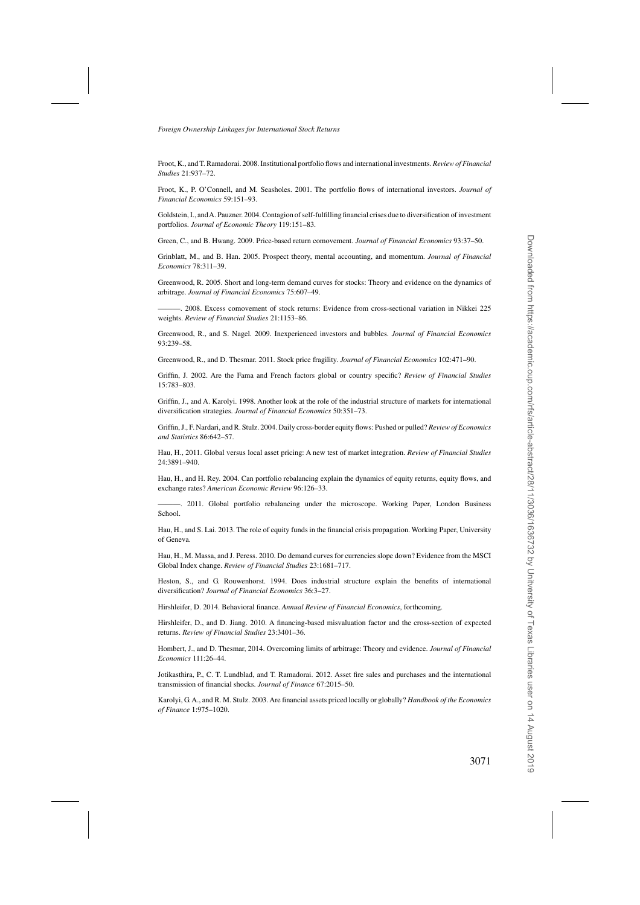Froot, K., and T. Ramadorai. 2008. Institutional portfolio flows and international investments. *Review of Financial Studies* 21:937–72.

Froot, K., P. O'Connell, and M. Seasholes. 2001. The portfolio flows of international investors. *Journal of Financial Economics* 59:151–93.

Goldstein, I., and A. Pauzner. 2004. Contagion of self-fulfilling financial crises due to diversification of investment portfolios. *Journal of Economic Theory* 119:151–83.

Green, C., and B. Hwang. 2009. Price-based return comovement. *Journal of Financial Economics* 93:37–50.

Grinblatt, M., and B. Han. 2005. Prospect theory, mental accounting, and momentum. *Journal of Financial Economics* 78:311–39.

Greenwood, R. 2005. Short and long-term demand curves for stocks: Theory and evidence on the dynamics of arbitrage. *Journal of Financial Economics* 75:607–49.

———. 2008. Excess comovement of stock returns: Evidence from cross-sectional variation in Nikkei 225 weights. *Review of Financial Studies* 21:1153–86.

Greenwood, R., and S. Nagel. 2009. Inexperienced investors and bubbles. *Journal of Financial Economics* 93:239–58.

Greenwood, R., and D. Thesmar. 2011. Stock price fragility. *Journal of Financial Economics* 102:471–90.

Griffin, J. 2002. Are the Fama and French factors global or country specific? *Review of Financial Studies* 15:783–803.

Griffin, J., and A. Karolyi. 1998. Another look at the role of the industrial structure of markets for international diversification strategies. *Journal of Financial Economics* 50:351–73.

Griffin, J., F. Nardari, and R. Stulz. 2004. Daily cross-border equity flows: Pushed or pulled? *Review of Economics and Statistics* 86:642–57.

Hau, H., 2011. Global versus local asset pricing: A new test of market integration. *Review of Financial Studies* 24:3891–940.

Hau, H., and H. Rey. 2004. Can portfolio rebalancing explain the dynamics of equity returns, equity flows, and exchange rates? *American Economic Review* 96:126–33.

———. 2011. Global portfolio rebalancing under the microscope. Working Paper, London Business School.

Hau, H., and S. Lai. 2013. The role of equity funds in the financial crisis propagation. Working Paper, University of Geneva.

Hau, H., M. Massa, and J. Peress. 2010. Do demand curves for currencies slope down? Evidence from the MSCI Global Index change. *Review of Financial Studies* 23:1681–717.

Heston, S., and G. Rouwenhorst. 1994. Does industrial structure explain the benefits of international diversification? *Journal of Financial Economics* 36:3–27.

Hirshleifer, D. 2014. Behavioral finance. *Annual Review of Financial Economics*, forthcoming.

Hirshleifer, D., and D. Jiang. 2010. A financing-based misvaluation factor and the cross-section of expected returns. *Review of Financial Studies* 23:3401–36.

Hombert, J., and D. Thesmar, 2014. Overcoming limits of arbitrage: Theory and evidence. *Journal of Financial Economics* 111:26–44.

Jotikasthira, P., C. T. Lundblad, and T. Ramadorai. 2012. Asset fire sales and purchases and the international transmission of financial shocks. *Journal of Finance* 67:2015–50.

Karolyi, G. A., and R. M. Stulz. 2003. Are financial assets priced locally or globally? *Handbook of the Economics of Finance* 1:975–1020.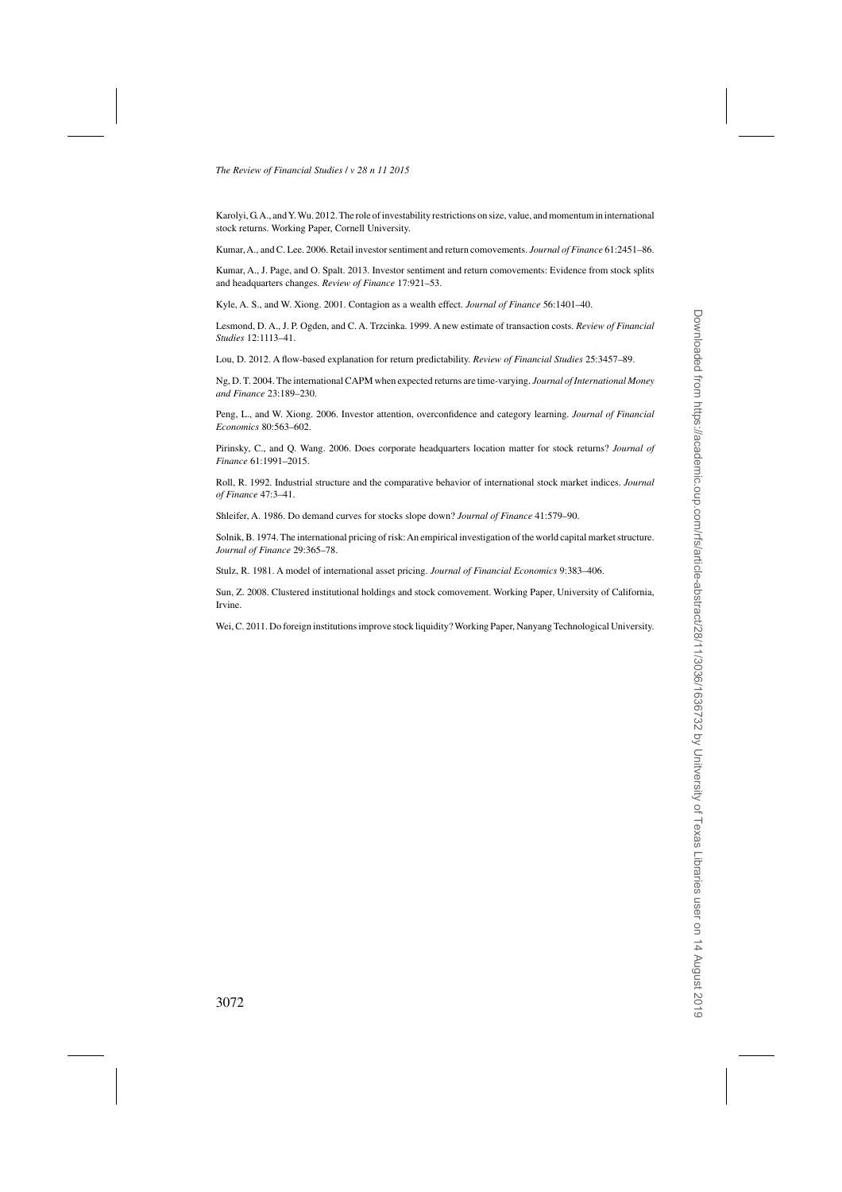Karolyi, G.A., and Y. Wu. 2012. The role of investability restrictions on size, value, and momentum in international stock returns. Working Paper, Cornell University.

Kumar, A., and C. Lee. 2006. Retail investor sentiment and return comovements. *Journal of Finance* 61:2451–86.

Kumar, A., J. Page, and O. Spalt. 2013. Investor sentiment and return comovements: Evidence from stock splits and headquarters changes. *Review of Finance* 17:921–53.

Kyle, A. S., and W. Xiong. 2001. Contagion as a wealth effect. *Journal of Finance* 56:1401–40.

Lesmond, D. A., J. P. Ogden, and C. A. Trzcinka. 1999. A new estimate of transaction costs. *Review of Financial Studies* 12:1113–41.

Lou, D. 2012. A flow-based explanation for return predictability. *Review of Financial Studies* 25:3457–89.

Ng, D. T. 2004. The international CAPM when expected returns are time-varying. *Journal of International Money and Finance* 23:189–230.

Peng, L., and W. Xiong. 2006. Investor attention, overconfidence and category learning. *Journal of Financial Economics* 80:563–602.

Pirinsky, C., and Q. Wang. 2006. Does corporate headquarters location matter for stock returns? *Journal of Finance* 61:1991–2015.

Roll, R. 1992. Industrial structure and the comparative behavior of international stock market indices. *Journal of Finance* 47:3–41.

Shleifer, A. 1986. Do demand curves for stocks slope down? *Journal of Finance* 41:579–90.

Solnik, B. 1974. The international pricing of risk: An empirical investigation of the world capital market structure. *Journal of Finance* 29:365–78.

Stulz, R. 1981. A model of international asset pricing. *Journal of Financial Economics* 9:383–406.

Sun, Z. 2008. Clustered institutional holdings and stock comovement. Working Paper, University of California, Irvine.

Wei, C. 2011. Do foreign institutions improve stock liquidity? Working Paper, Nanyang Technological University.